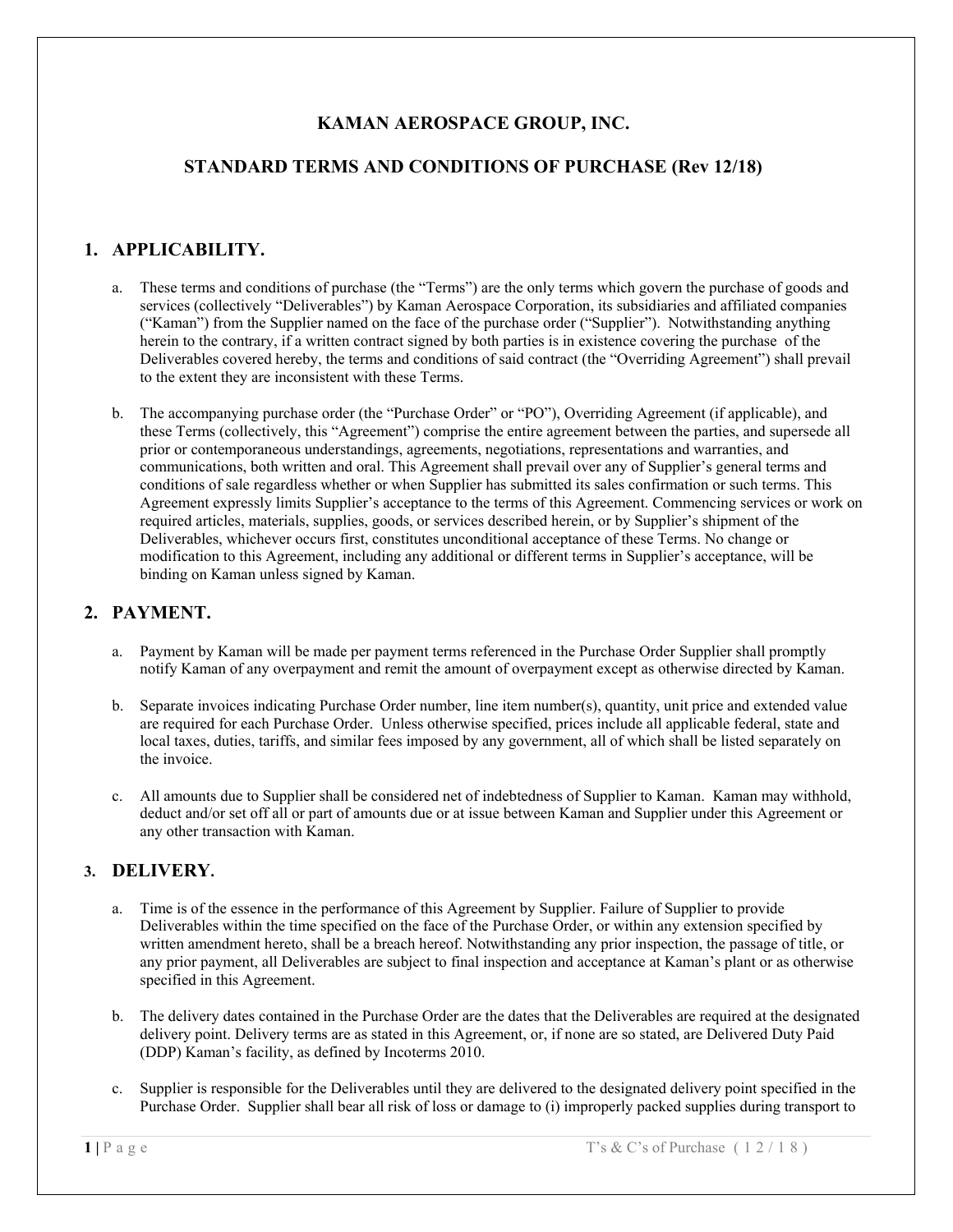# KAMAN AEROSPACE GROUP, INC.

## STANDARD TERMS AND CONDITIONS OF PURCHASE (Rev 12/18)

## 1. APPLICABILITY.

a. These terms and conditions of purchase (the "Terms") are the only terms which govern the purchase of goods and services (collectively "Deliverables") by Kaman Aerospace Corporation, its subsidiaries and affiliated companies ("Kaman") from the Supplier named on the face of the purchase order ("Supplier"). Notwithstanding anything herein to the contrary, if a written contract signed by both parties is in existence covering the purchase of the Deliverables covered hereby, the terms and conditions of said contract (the "Overriding Agreement") shall prevail to the extent they are inconsistent with these Terms.

b. The accompanying purchase order (the "Purchase Order" or "PO"), Overriding Agreement (if applicable), and these Terms (collectively, this "Agreement") comprise the entire agreement between the parties, and supersede all prior or contemporaneous understandings, agreements, negotiations, representations and warranties, and communications, both written and oral. This Agreement shall prevail over any of Supplier's general terms and conditions of sale regardless whether or when Supplier has submitted its sales confirmation or such terms. This Agreement expressly limits Supplier's acceptance to the terms of this Agreement. Commencing services or work on required articles, materials, supplies, goods, or services described herein, or by Supplier's shipment of the Deliverables, whichever occurs first, constitutes unconditional acceptance of these Terms. No change or modification to this Agreement, including any additional or different terms in Supplier's acceptance, will be binding on Kaman unless signed by Kaman.

## 2. PAYMENT.

a. Payment by Kaman will be made per payment terms referenced in the Purchase Order Supplier shall promptly notify Kaman of any overpayment and remit the amount of overpayment except as otherwise directed by Kaman.

b. Separate invoices indicating Purchase Order number, line item number(s), quantity, unit price and extended value are required for each Purchase Order. Unless otherwise specified, prices include all applicable federal, state and local taxes, duties, tariffs, and similar fees imposed by any government, all of which shall be listed separately on the invoice.

c. All amounts due to Supplier shall be considered net of indebtedness of Supplier to Kaman. Kaman may withhold, deduct and/or set off all or part of amounts due or at issue between Kaman and Supplier under this Agreement or any other transaction with Kaman.

## 3. DELIVERY.

a. Time is of the essence in the performance of this Agreement by Supplier. Failure of Supplier to provide Deliverables within the time specified on the face of the Purchase Order, or within any extension specified by written amendment hereto, shall be a breach hereof. Notwithstanding any prior inspection, the passage of title, or any prior payment, all Deliverables are subject to final inspection and acceptance at Kaman's plant or as otherwise specified in this Agreement.

b. The delivery dates contained in the Purchase Order are the dates that the Deliverables are required at the designated delivery point. Delivery terms are as stated in this Agreement, or, if none are so stated, are Delivered Duty Paid (DDP) Kaman's facility, as defined by Incoterms 2010.

c. Supplier is responsible for the Deliverables until they are delivered to the designated delivery point specified in the Purchase Order. Supplier shall bear all risk of loss or damage to (i) improperly packed supplies during transport to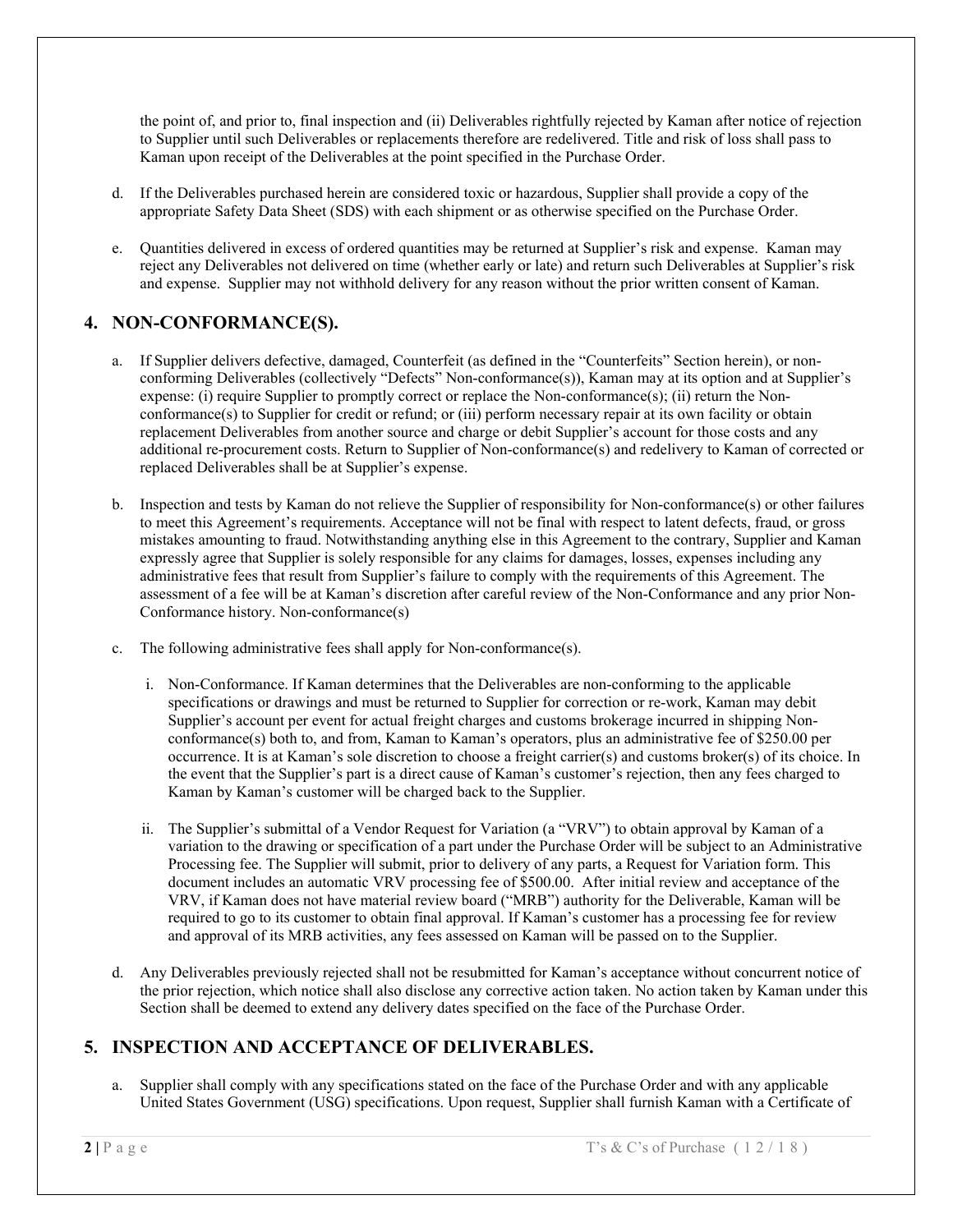the point of, and prior to, final inspection and (ii) Deliverables rightfully rejected by Kaman after notice of rejection to Supplier until such Deliverables or replacements therefore are redelivered. Title and risk of loss shall pass to Kaman upon receipt of the Deliverables at the point specified in the Purchase Order.

d. If the Deliverables purchased herein are considered toxic or hazardous, Supplier shall provide a copy of the appropriate Safety Data Sheet (SDS) with each shipment or as otherwise specified on the Purchase Order.

e. Quantities delivered in excess of ordered quantities may be returned at Supplier's risk and expense. Kaman may reject any Deliverables not delivered on time (whether early or late) and return such Deliverables at Supplier's risk and expense. Supplier may not withhold delivery for any reason without the prior written consent of Kaman.

## 4. NON-CONFORMANCE(S).

a. If Supplier delivers defective, damaged, Counterfeit (as defined in the "Counterfeits" Section herein), or non-conforming Deliverables (collectively "Defects" Non-conformance(s)), Kaman may at its option and at Supplier's expense: (i) require Supplier to promptly correct or replace the Non-conformance(s); (ii) return the Non-conformance(s) to Supplier for credit or refund; or (iii) perform necessary repair at its own facility or obtain replacement Deliverables from another source and charge or debit Supplier's account for those costs and any additional re-procurement costs. Return to Supplier of Non-conformance(s) and redelivery to Kaman of corrected or replaced Deliverables shall be at Supplier's expense.

b. Inspection and tests by Kaman do not relieve the Supplier of responsibility for Non-conformance(s) or other failures to meet this Agreement's requirements. Acceptance will not be final with respect to latent defects, fraud, or gross mistakes amounting to fraud. Notwithstanding anything else in this Agreement to the contrary, Supplier and Kaman expressly agree that Supplier is solely responsible for any claims for damages, losses, expenses including any administrative fees that result from Supplier's failure to comply with the requirements of this Agreement. The assessment of a fee will be at Kaman's discretion after careful review of the Non-Conformance and any prior Non-Conformance history. Non-conformance(s)

c. The following administrative fees shall apply for Non-conformance(s).

   i. Non-Conformance. If Kaman determines that the Deliverables are non-conforming to the applicable specifications or drawings and must be returned to Supplier for correction or re-work, Kaman may debit Supplier's account per event for actual freight charges and customs brokerage incurred in shipping Non-conformance(s) both to, and from, Kaman to Kaman's operators, plus an administrative fee of $250.00 per occurrence. It is at Kaman's sole discretion to choose a freight carrier(s) and customs broker(s) of its choice. In the event that the Supplier's part is a direct cause of Kaman's customer's rejection, then any fees charged to Kaman by Kaman's customer will be charged back to the Supplier.

   ii. The Supplier's submittal of a Vendor Request for Variation (a "VRV") to obtain approval by Kaman of a variation to the drawing or specification of a part under the Purchase Order will be subject to an Administrative Processing fee. The Supplier will submit, prior to delivery of any parts, a Request for Variation form. This document includes an automatic VRV processing fee of $500.00. After initial review and acceptance of the VRV, if Kaman does not have material review board ("MRB") authority for the Deliverable, Kaman will be required to go to its customer to obtain final approval. If Kaman's customer has a processing fee for review and approval of its MRB activities, any fees assessed on Kaman will be passed on to the Supplier.

d. Any Deliverables previously rejected shall not be resubmitted for Kaman's acceptance without concurrent notice of the prior rejection, which notice shall also disclose any corrective action taken. No action taken by Kaman under this Section shall be deemed to extend any delivery dates specified on the face of the Purchase Order.

## 5. INSPECTION AND ACCEPTANCE OF DELIVERABLES.

a. Supplier shall comply with any specifications stated on the face of the Purchase Order and with any applicable United States Government (USG) specifications. Upon request, Supplier shall furnish Kaman with a Certificate of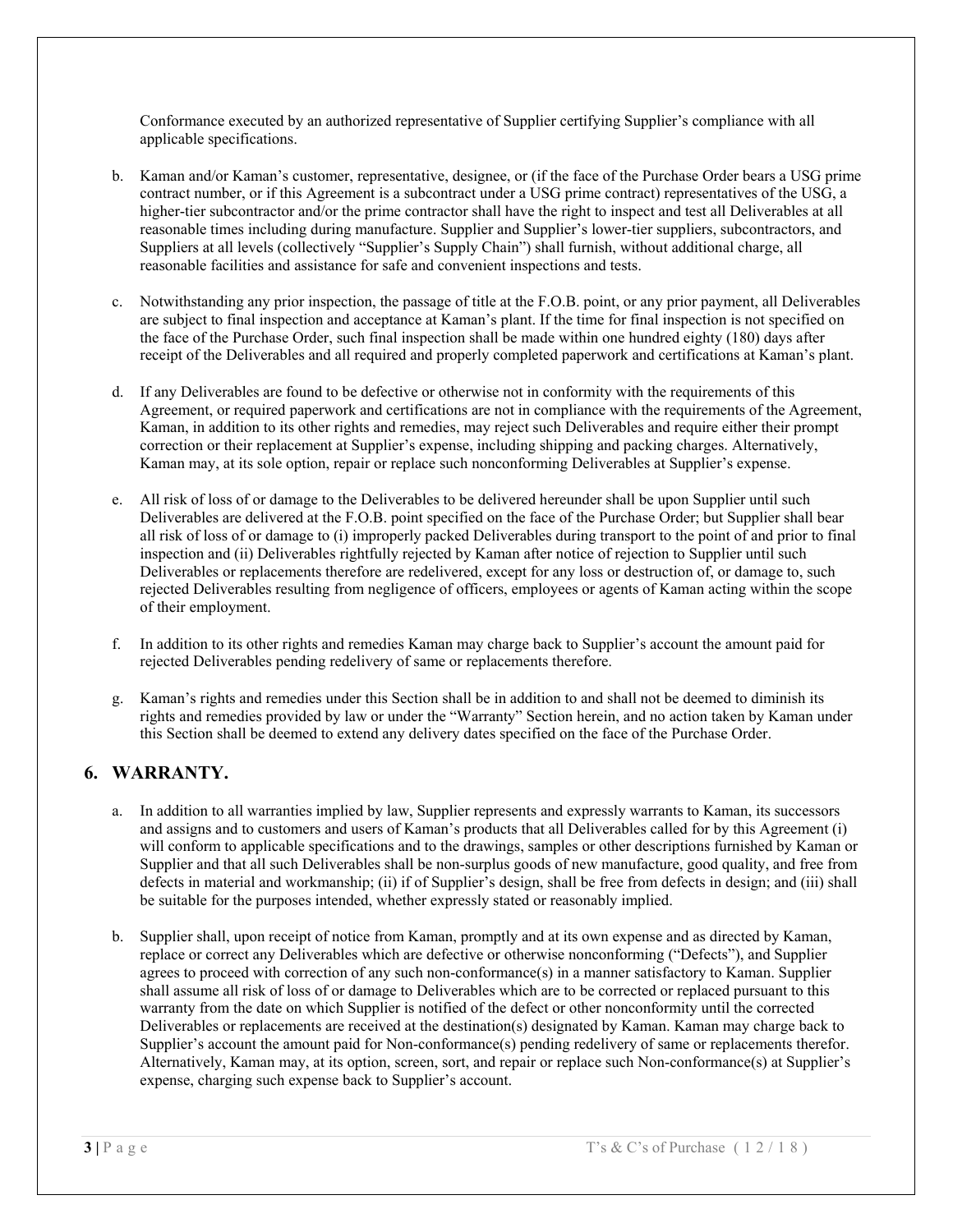Conformance executed by an authorized representative of Supplier certifying Supplier's compliance with all applicable specifications.

b. Kaman and/or Kaman's customer, representative, designee, or (if the face of the Purchase Order bears a USG prime contract number, or if this Agreement is a subcontract under a USG prime contract) representatives of the USG, a higher-tier subcontractor and/or the prime contractor shall have the right to inspect and test all Deliverables at all reasonable times including during manufacture. Supplier and Supplier's lower-tier suppliers, subcontractors, and Suppliers at all levels (collectively "Supplier's Supply Chain") shall furnish, without additional charge, all reasonable facilities and assistance for safe and convenient inspections and tests.

c. Notwithstanding any prior inspection, the passage of title at the F.O.B. point, or any prior payment, all Deliverables are subject to final inspection and acceptance at Kaman's plant. If the time for final inspection is not specified on the face of the Purchase Order, such final inspection shall be made within one hundred eighty (180) days after receipt of the Deliverables and all required and properly completed paperwork and certifications at Kaman's plant.

d. If any Deliverables are found to be defective or otherwise not in conformity with the requirements of this Agreement, or required paperwork and certifications are not in compliance with the requirements of the Agreement, Kaman, in addition to its other rights and remedies, may reject such Deliverables and require either their prompt correction or their replacement at Supplier's expense, including shipping and packing charges. Alternatively, Kaman may, at its sole option, repair or replace such nonconforming Deliverables at Supplier's expense.

e. All risk of loss of or damage to the Deliverables to be delivered hereunder shall be upon Supplier until such Deliverables are delivered at the F.O.B. point specified on the face of the Purchase Order; but Supplier shall bear all risk of loss of or damage to (i) improperly packed Deliverables during transport to the point of and prior to final inspection and (ii) Deliverables rightfully rejected by Kaman after notice of rejection to Supplier until such Deliverables or replacements therefore are redelivered, except for any loss or destruction of, or damage to, such rejected Deliverables resulting from negligence of officers, employees or agents of Kaman acting within the scope of their employment.

f. In addition to its other rights and remedies Kaman may charge back to Supplier's account the amount paid for rejected Deliverables pending redelivery of same or replacements therefore.

g. Kaman's rights and remedies under this Section shall be in addition to and shall not be deemed to diminish its rights and remedies provided by law or under the "Warranty" Section herein, and no action taken by Kaman under this Section shall be deemed to extend any delivery dates specified on the face of the Purchase Order.

## 6. WARRANTY.

a. In addition to all warranties implied by law, Supplier represents and expressly warrants to Kaman, its successors and assigns and to customers and users of Kaman's products that all Deliverables called for by this Agreement (i) will conform to applicable specifications and to the drawings, samples or other descriptions furnished by Kaman or Supplier and that all such Deliverables shall be non-surplus goods of new manufacture, good quality, and free from defects in material and workmanship; (ii) if of Supplier's design, shall be free from defects in design; and (iii) shall be suitable for the purposes intended, whether expressly stated or reasonably implied.

b. Supplier shall, upon receipt of notice from Kaman, promptly and at its own expense and as directed by Kaman, replace or correct any Deliverables which are defective or otherwise nonconforming ("Defects"), and Supplier agrees to proceed with correction of any such non-conformance(s) in a manner satisfactory to Kaman. Supplier shall assume all risk of loss of or damage to Deliverables which are to be corrected or replaced pursuant to this warranty from the date on which Supplier is notified of the defect or other nonconformity until the corrected Deliverables or replacements are received at the destination(s) designated by Kaman. Kaman may charge back to Supplier's account the amount paid for Non-conformance(s) pending redelivery of same or replacements therefor. Alternatively, Kaman may, at its option, screen, sort, and repair or replace such Non-conformance(s) at Supplier's expense, charging such expense back to Supplier's account.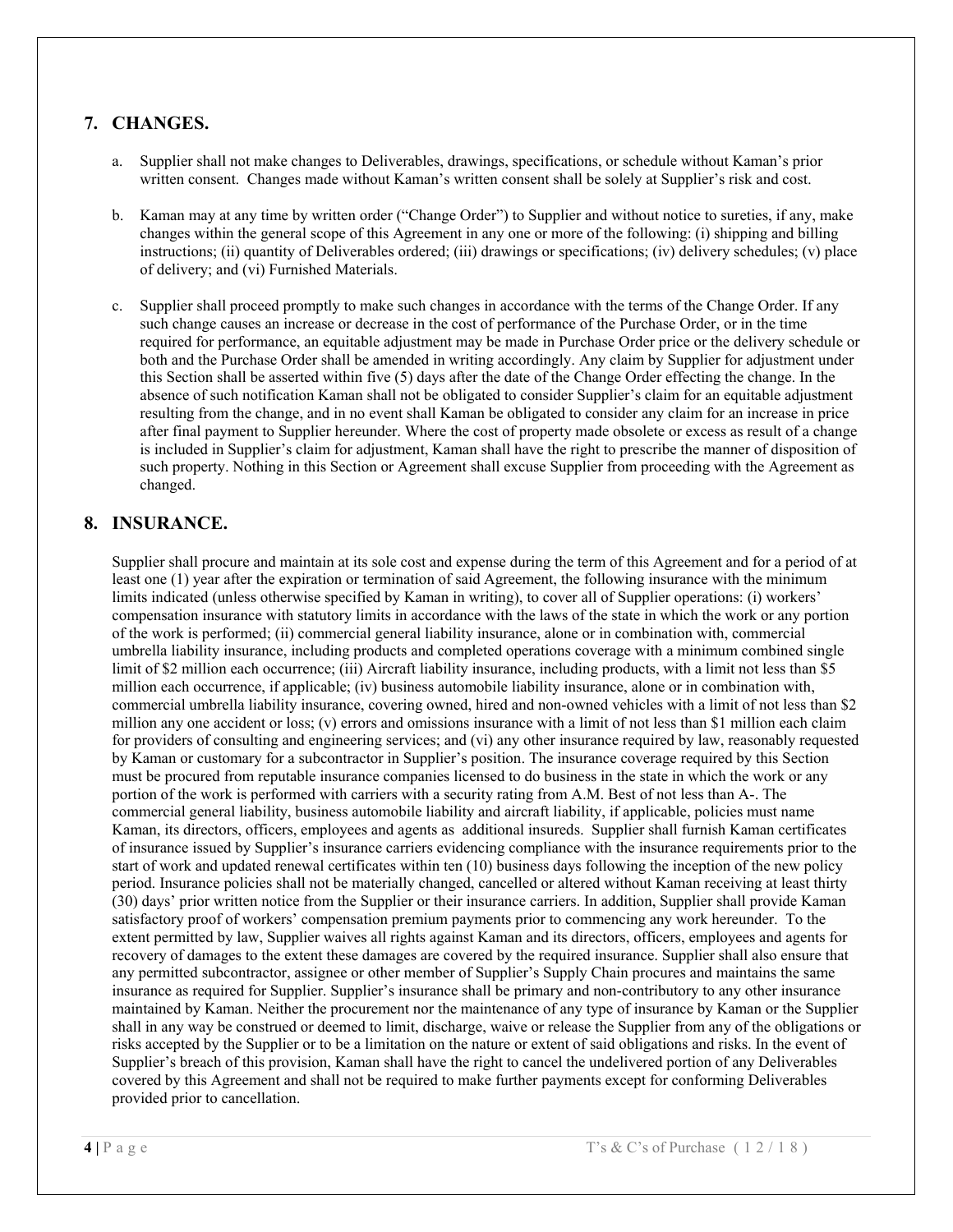## 7. CHANGES.

a. Supplier shall not make changes to Deliverables, drawings, specifications, or schedule without Kaman's prior written consent. Changes made without Kaman's written consent shall be solely at Supplier's risk and cost.

b. Kaman may at any time by written order ("Change Order") to Supplier and without notice to sureties, if any, make changes within the general scope of this Agreement in any one or more of the following: (i) shipping and billing instructions; (ii) quantity of Deliverables ordered; (iii) drawings or specifications; (iv) delivery schedules; (v) place of delivery; and (vi) Furnished Materials.

c. Supplier shall proceed promptly to make such changes in accordance with the terms of the Change Order. If any such change causes an increase or decrease in the cost of performance of the Purchase Order, or in the time required for performance, an equitable adjustment may be made in Purchase Order price or the delivery schedule or both and the Purchase Order shall be amended in writing accordingly. Any claim by Supplier for adjustment under this Section shall be asserted within five (5) days after the date of the Change Order effecting the change. In the absence of such notification Kaman shall not be obligated to consider Supplier's claim for an equitable adjustment resulting from the change, and in no event shall Kaman be obligated to consider any claim for an increase in price after final payment to Supplier hereunder. Where the cost of property made obsolete or excess as result of a change is included in Supplier's claim for adjustment, Kaman shall have the right to prescribe the manner of disposition of such property. Nothing in this Section or Agreement shall excuse Supplier from proceeding with the Agreement as changed.

## 8. INSURANCE.

Supplier shall procure and maintain at its sole cost and expense during the term of this Agreement and for a period of at least one (1) year after the expiration or termination of said Agreement, the following insurance with the minimum limits indicated (unless otherwise specified by Kaman in writing), to cover all of Supplier operations: (i) workers' compensation insurance with statutory limits in accordance with the laws of the state in which the work or any portion of the work is performed; (ii) commercial general liability insurance, alone or in combination with, commercial umbrella liability insurance, including products and completed operations coverage with a minimum combined single limit of $2 million each occurrence; (iii) Aircraft liability insurance, including products, with a limit not less than $5 million each occurrence, if applicable; (iv) business automobile liability insurance, alone or in combination with, commercial umbrella liability insurance, covering owned, hired and non-owned vehicles with a limit of not less than $2 million any one accident or loss; (v) errors and omissions insurance with a limit of not less than $1 million each claim for providers of consulting and engineering services; and (vi) any other insurance required by law, reasonably requested by Kaman or customary for a subcontractor in Supplier's position. The insurance coverage required by this Section must be procured from reputable insurance companies licensed to do business in the state in which the work or any portion of the work is performed with carriers with a security rating from A.M. Best of not less than A-. The commercial general liability, business automobile liability and aircraft liability, if applicable, policies must name Kaman, its directors, officers, employees and agents as additional insureds. Supplier shall furnish Kaman certificates of insurance issued by Supplier's insurance carriers evidencing compliance with the insurance requirements prior to the start of work and updated renewal certificates within ten (10) business days following the inception of the new policy period. Insurance policies shall not be materially changed, cancelled or altered without Kaman receiving at least thirty (30) days' prior written notice from the Supplier or their insurance carriers. In addition, Supplier shall provide Kaman satisfactory proof of workers' compensation premium payments prior to commencing any work hereunder. To the extent permitted by law, Supplier waives all rights against Kaman and its directors, officers, employees and agents for recovery of damages to the extent these damages are covered by the required insurance. Supplier shall also ensure that any permitted subcontractor, assignee or other member of Supplier's Supply Chain procures and maintains the same insurance as required for Supplier. Supplier's insurance shall be primary and non-contributory to any other insurance maintained by Kaman. Neither the procurement nor the maintenance of any type of insurance by Kaman or the Supplier shall in any way be construed or deemed to limit, discharge, waive or release the Supplier from any of the obligations or risks accepted by the Supplier or to be a limitation on the nature or extent of said obligations and risks. In the event of Supplier's breach of this provision, Kaman shall have the right to cancel the undelivered portion of any Deliverables covered by this Agreement and shall not be required to make further payments except for conforming Deliverables provided prior to cancellation.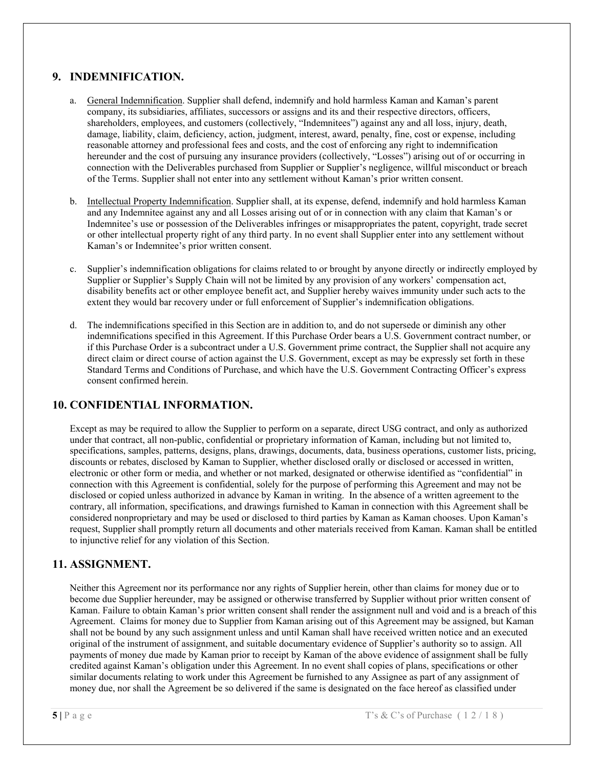## 9. INDEMNIFICATION.

a. General Indemnification. Supplier shall defend, indemnify and hold harmless Kaman and Kaman's parent company, its subsidiaries, affiliates, successors or assigns and its and their respective directors, officers, shareholders, employees, and customers (collectively, "Indemnitees") against any and all loss, injury, death, damage, liability, claim, deficiency, action, judgment, interest, award, penalty, fine, cost or expense, including reasonable attorney and professional fees and costs, and the cost of enforcing any right to indemnification hereunder and the cost of pursuing any insurance providers (collectively, "Losses") arising out of or occurring in connection with the Deliverables purchased from Supplier or Supplier's negligence, willful misconduct or breach of the Terms. Supplier shall not enter into any settlement without Kaman's prior written consent.

b. Intellectual Property Indemnification. Supplier shall, at its expense, defend, indemnify and hold harmless Kaman and any Indemnitee against any and all Losses arising out of or in connection with any claim that Kaman's or Indemnitee's use or possession of the Deliverables infringes or misappropriates the patent, copyright, trade secret or other intellectual property right of any third party. In no event shall Supplier enter into any settlement without Kaman's or Indemnitee's prior written consent.

c. Supplier's indemnification obligations for claims related to or brought by anyone directly or indirectly employed by Supplier or Supplier's Supply Chain will not be limited by any provision of any workers' compensation act, disability benefits act or other employee benefit act, and Supplier hereby waives immunity under such acts to the extent they would bar recovery under or full enforcement of Supplier's indemnification obligations.

d. The indemnifications specified in this Section are in addition to, and do not supersede or diminish any other indemnifications specified in this Agreement. If this Purchase Order bears a U.S. Government contract number, or if this Purchase Order is a subcontract under a U.S. Government prime contract, the Supplier shall not acquire any direct claim or direct course of action against the U.S. Government, except as may be expressly set forth in these Standard Terms and Conditions of Purchase, and which have the U.S. Government Contracting Officer's express consent confirmed herein.

## 10. CONFIDENTIAL INFORMATION.

Except as may be required to allow the Supplier to perform on a separate, direct USG contract, and only as authorized under that contract, all non-public, confidential or proprietary information of Kaman, including but not limited to, specifications, samples, patterns, designs, plans, drawings, documents, data, business operations, customer lists, pricing, discounts or rebates, disclosed by Kaman to Supplier, whether disclosed orally or disclosed or accessed in written, electronic or other form or media, and whether or not marked, designated or otherwise identified as "confidential" in connection with this Agreement is confidential, solely for the purpose of performing this Agreement and may not be disclosed or copied unless authorized in advance by Kaman in writing. In the absence of a written agreement to the contrary, all information, specifications, and drawings furnished to Kaman in connection with this Agreement shall be considered nonproprietary and may be used or disclosed to third parties by Kaman as Kaman chooses. Upon Kaman's request, Supplier shall promptly return all documents and other materials received from Kaman. Kaman shall be entitled to injunctive relief for any violation of this Section.

## 11. ASSIGNMENT.

Neither this Agreement nor its performance nor any rights of Supplier herein, other than claims for money due or to become due Supplier hereunder, may be assigned or otherwise transferred by Supplier without prior written consent of Kaman. Failure to obtain Kaman's prior written consent shall render the assignment null and void and is a breach of this Agreement. Claims for money due to Supplier from Kaman arising out of this Agreement may be assigned, but Kaman shall not be bound by any such assignment unless and until Kaman shall have received written notice and an executed original of the instrument of assignment, and suitable documentary evidence of Supplier's authority so to assign. All payments of money due made by Kaman prior to receipt by Kaman of the above evidence of assignment shall be fully credited against Kaman's obligation under this Agreement. In no event shall copies of plans, specifications or other similar documents relating to work under this Agreement be furnished to any Assignee as part of any assignment of money due, nor shall the Agreement be so delivered if the same is designated on the face hereof as classified under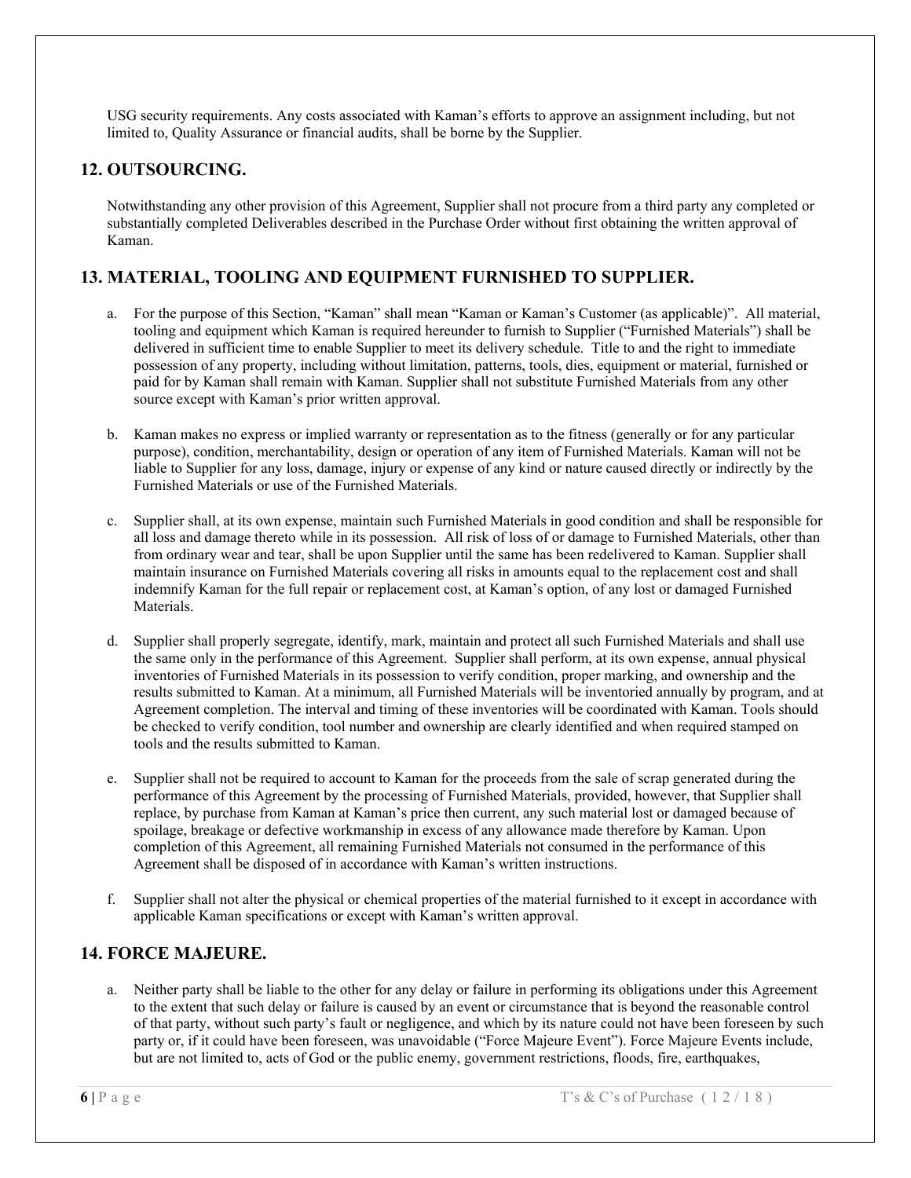USG security requirements. Any costs associated with Kaman's efforts to approve an assignment including, but not limited to, Quality Assurance or financial audits, shall be borne by the Supplier.

## 12. OUTSOURCING.

Notwithstanding any other provision of this Agreement, Supplier shall not procure from a third party any completed or substantially completed Deliverables described in the Purchase Order without first obtaining the written approval of Kaman.

## 13. MATERIAL, TOOLING AND EQUIPMENT FURNISHED TO SUPPLIER.

a. For the purpose of this Section, "Kaman" shall mean "Kaman or Kaman's Customer (as applicable)". All material, tooling and equipment which Kaman is required hereunder to furnish to Supplier ("Furnished Materials") shall be delivered in sufficient time to enable Supplier to meet its delivery schedule. Title to and the right to immediate possession of any property, including without limitation, patterns, tools, dies, equipment or material, furnished or paid for by Kaman shall remain with Kaman. Supplier shall not substitute Furnished Materials from any other source except with Kaman's prior written approval.

b. Kaman makes no express or implied warranty or representation as to the fitness (generally or for any particular purpose), condition, merchantability, design or operation of any item of Furnished Materials. Kaman will not be liable to Supplier for any loss, damage, injury or expense of any kind or nature caused directly or indirectly by the Furnished Materials or use of the Furnished Materials.

c. Supplier shall, at its own expense, maintain such Furnished Materials in good condition and shall be responsible for all loss and damage thereto while in its possession. All risk of loss of or damage to Furnished Materials, other than from ordinary wear and tear, shall be upon Supplier until the same has been redelivered to Kaman. Supplier shall maintain insurance on Furnished Materials covering all risks in amounts equal to the replacement cost and shall indemnify Kaman for the full repair or replacement cost, at Kaman's option, of any lost or damaged Furnished Materials.

d. Supplier shall properly segregate, identify, mark, maintain and protect all such Furnished Materials and shall use the same only in the performance of this Agreement. Supplier shall perform, at its own expense, annual physical inventories of Furnished Materials in its possession to verify condition, proper marking, and ownership and the results submitted to Kaman. At a minimum, all Furnished Materials will be inventoried annually by program, and at Agreement completion. The interval and timing of these inventories will be coordinated with Kaman. Tools should be checked to verify condition, tool number and ownership are clearly identified and when required stamped on tools and the results submitted to Kaman.

e. Supplier shall not be required to account to Kaman for the proceeds from the sale of scrap generated during the performance of this Agreement by the processing of Furnished Materials, provided, however, that Supplier shall replace, by purchase from Kaman at Kaman's price then current, any such material lost or damaged because of spoilage, breakage or defective workmanship in excess of any allowance made therefore by Kaman. Upon completion of this Agreement, all remaining Furnished Materials not consumed in the performance of this Agreement shall be disposed of in accordance with Kaman's written instructions.

f. Supplier shall not alter the physical or chemical properties of the material furnished to it except in accordance with applicable Kaman specifications or except with Kaman's written approval.

## 14. FORCE MAJEURE.

a. Neither party shall be liable to the other for any delay or failure in performing its obligations under this Agreement to the extent that such delay or failure is caused by an event or circumstance that is beyond the reasonable control of that party, without such party's fault or negligence, and which by its nature could not have been foreseen by such party or, if it could have been foreseen, was unavoidable ("Force Majeure Event"). Force Majeure Events include, but are not limited to, acts of God or the public enemy, government restrictions, floods, fire, earthquakes,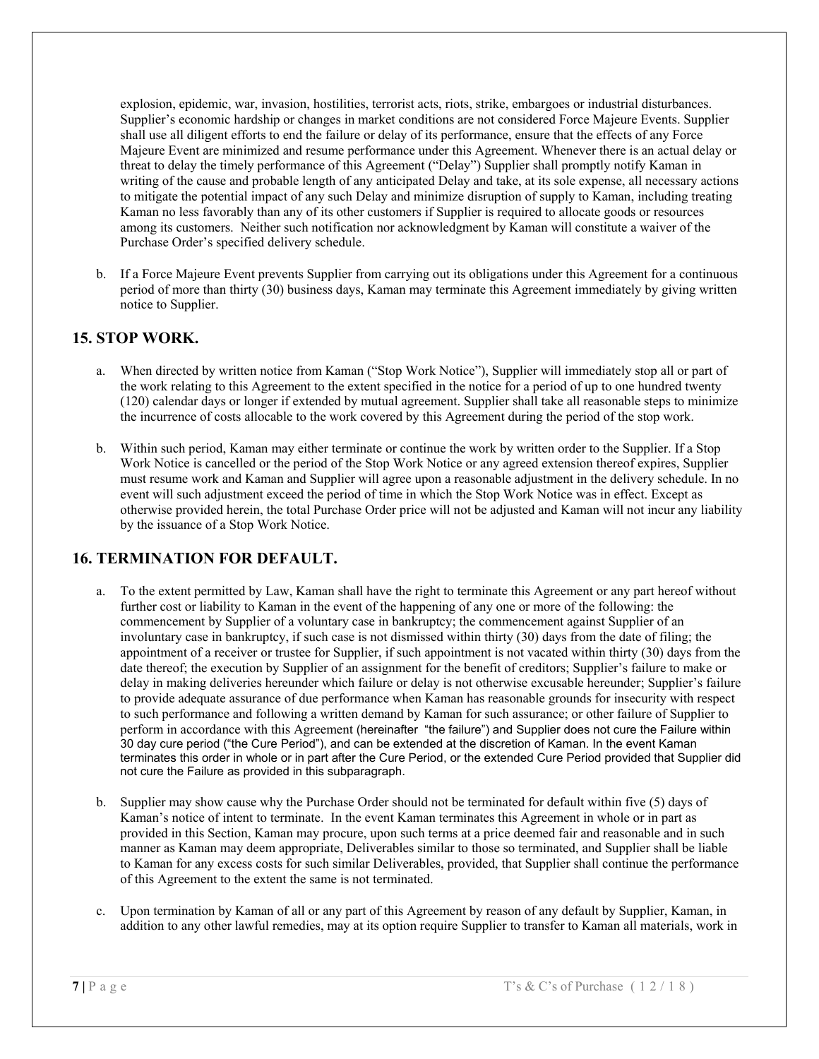explosion, epidemic, war, invasion, hostilities, terrorist acts, riots, strike, embargoes or industrial disturbances. Supplier's economic hardship or changes in market conditions are not considered Force Majeure Events. Supplier shall use all diligent efforts to end the failure or delay of its performance, ensure that the effects of any Force Majeure Event are minimized and resume performance under this Agreement. Whenever there is an actual delay or threat to delay the timely performance of this Agreement ("Delay") Supplier shall promptly notify Kaman in writing of the cause and probable length of any anticipated Delay and take, at its sole expense, all necessary actions to mitigate the potential impact of any such Delay and minimize disruption of supply to Kaman, including treating Kaman no less favorably than any of its other customers if Supplier is required to allocate goods or resources among its customers. Neither such notification nor acknowledgment by Kaman will constitute a waiver of the Purchase Order's specified delivery schedule.

b. If a Force Majeure Event prevents Supplier from carrying out its obligations under this Agreement for a continuous period of more than thirty (30) business days, Kaman may terminate this Agreement immediately by giving written notice to Supplier.

## 15. STOP WORK.

a. When directed by written notice from Kaman ("Stop Work Notice"), Supplier will immediately stop all or part of the work relating to this Agreement to the extent specified in the notice for a period of up to one hundred twenty (120) calendar days or longer if extended by mutual agreement. Supplier shall take all reasonable steps to minimize the incurrence of costs allocable to the work covered by this Agreement during the period of the stop work.

b. Within such period, Kaman may either terminate or continue the work by written order to the Supplier. If a Stop Work Notice is cancelled or the period of the Stop Work Notice or any agreed extension thereof expires, Supplier must resume work and Kaman and Supplier will agree upon a reasonable adjustment in the delivery schedule. In no event will such adjustment exceed the period of time in which the Stop Work Notice was in effect. Except as otherwise provided herein, the total Purchase Order price will not be adjusted and Kaman will not incur any liability by the issuance of a Stop Work Notice.

## 16. TERMINATION FOR DEFAULT.

a. To the extent permitted by Law, Kaman shall have the right to terminate this Agreement or any part hereof without further cost or liability to Kaman in the event of the happening of any one or more of the following: the commencement by Supplier of a voluntary case in bankruptcy; the commencement against Supplier of an involuntary case in bankruptcy, if such case is not dismissed within thirty (30) days from the date of filing; the appointment of a receiver or trustee for Supplier, if such appointment is not vacated within thirty (30) days from the date thereof; the execution by Supplier of an assignment for the benefit of creditors; Supplier's failure to make or delay in making deliveries hereunder which failure or delay is not otherwise excusable hereunder; Supplier's failure to provide adequate assurance of due performance when Kaman has reasonable grounds for insecurity with respect to such performance and following a written demand by Kaman for such assurance; or other failure of Supplier to perform in accordance with this Agreement (hereinafter "the failure") and Supplier does not cure the Failure within 30 day cure period ("the Cure Period"), and can be extended at the discretion of Kaman. In the event Kaman terminates this order in whole or in part after the Cure Period, or the extended Cure Period provided that Supplier did not cure the Failure as provided in this subparagraph.

b. Supplier may show cause why the Purchase Order should not be terminated for default within five (5) days of Kaman's notice of intent to terminate. In the event Kaman terminates this Agreement in whole or in part as provided in this Section, Kaman may procure, upon such terms at a price deemed fair and reasonable and in such manner as Kaman may deem appropriate, Deliverables similar to those so terminated, and Supplier shall be liable to Kaman for any excess costs for such similar Deliverables, provided, that Supplier shall continue the performance of this Agreement to the extent the same is not terminated.

c. Upon termination by Kaman of all or any part of this Agreement by reason of any default by Supplier, Kaman, in addition to any other lawful remedies, may at its option require Supplier to transfer to Kaman all materials, work in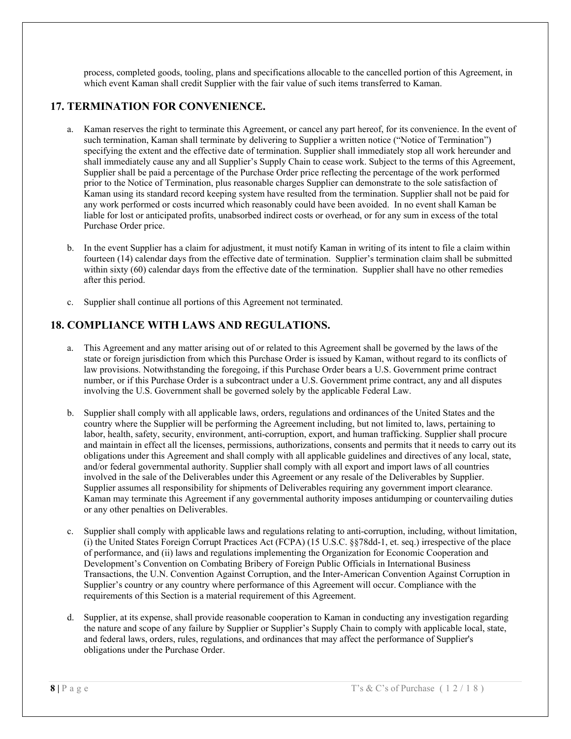process, completed goods, tooling, plans and specifications allocable to the cancelled portion of this Agreement, in which event Kaman shall credit Supplier with the fair value of such items transferred to Kaman.

## 17. TERMINATION FOR CONVENIENCE.

a. Kaman reserves the right to terminate this Agreement, or cancel any part hereof, for its convenience. In the event of such termination, Kaman shall terminate by delivering to Supplier a written notice ("Notice of Termination") specifying the extent and the effective date of termination. Supplier shall immediately stop all work hereunder and shall immediately cause any and all Supplier's Supply Chain to cease work. Subject to the terms of this Agreement, Supplier shall be paid a percentage of the Purchase Order price reflecting the percentage of the work performed prior to the Notice of Termination, plus reasonable charges Supplier can demonstrate to the sole satisfaction of Kaman using its standard record keeping system have resulted from the termination. Supplier shall not be paid for any work performed or costs incurred which reasonably could have been avoided. In no event shall Kaman be liable for lost or anticipated profits, unabsorbed indirect costs or overhead, or for any sum in excess of the total Purchase Order price.

b. In the event Supplier has a claim for adjustment, it must notify Kaman in writing of its intent to file a claim within fourteen (14) calendar days from the effective date of termination. Supplier's termination claim shall be submitted within sixty (60) calendar days from the effective date of the termination. Supplier shall have no other remedies after this period.

c. Supplier shall continue all portions of this Agreement not terminated.

## 18. COMPLIANCE WITH LAWS AND REGULATIONS.

a. This Agreement and any matter arising out of or related to this Agreement shall be governed by the laws of the state or foreign jurisdiction from which this Purchase Order is issued by Kaman, without regard to its conflicts of law provisions. Notwithstanding the foregoing, if this Purchase Order bears a U.S. Government prime contract number, or if this Purchase Order is a subcontract under a U.S. Government prime contract, any and all disputes involving the U.S. Government shall be governed solely by the applicable Federal Law.

b. Supplier shall comply with all applicable laws, orders, regulations and ordinances of the United States and the country where the Supplier will be performing the Agreement including, but not limited to, laws, pertaining to labor, health, safety, security, environment, anti-corruption, export, and human trafficking. Supplier shall procure and maintain in effect all the licenses, permissions, authorizations, consents and permits that it needs to carry out its obligations under this Agreement and shall comply with all applicable guidelines and directives of any local, state, and/or federal governmental authority. Supplier shall comply with all export and import laws of all countries involved in the sale of the Deliverables under this Agreement or any resale of the Deliverables by Supplier. Supplier assumes all responsibility for shipments of Deliverables requiring any government import clearance. Kaman may terminate this Agreement if any governmental authority imposes antidumping or countervailing duties or any other penalties on Deliverables.

c. Supplier shall comply with applicable laws and regulations relating to anti-corruption, including, without limitation, (i) the United States Foreign Corrupt Practices Act (FCPA) (15 U.S.C. §§78dd-1, et. seq.) irrespective of the place of performance, and (ii) laws and regulations implementing the Organization for Economic Cooperation and Development's Convention on Combating Bribery of Foreign Public Officials in International Business Transactions, the U.N. Convention Against Corruption, and the Inter-American Convention Against Corruption in Supplier's country or any country where performance of this Agreement will occur. Compliance with the requirements of this Section is a material requirement of this Agreement.

d. Supplier, at its expense, shall provide reasonable cooperation to Kaman in conducting any investigation regarding the nature and scope of any failure by Supplier or Supplier's Supply Chain to comply with applicable local, state, and federal laws, orders, rules, regulations, and ordinances that may affect the performance of Supplier's obligations under the Purchase Order.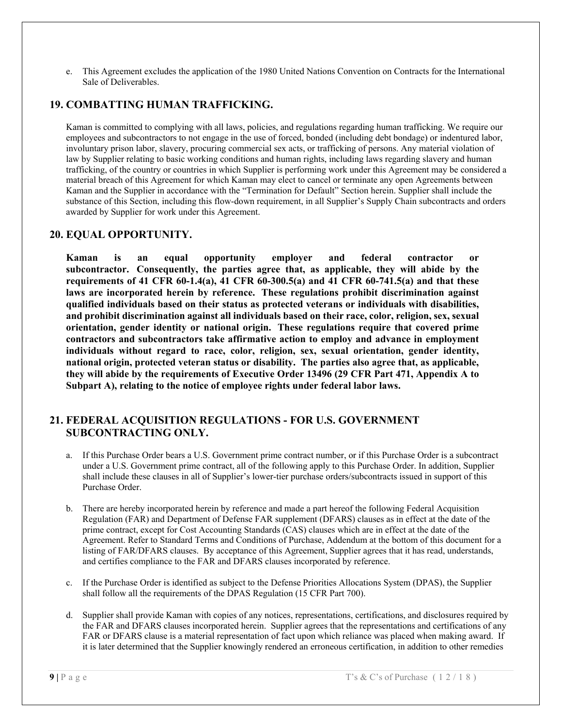e. This Agreement excludes the application of the 1980 United Nations Convention on Contracts for the International Sale of Deliverables.

## 19. COMBATTING HUMAN TRAFFICKING.

Kaman is committed to complying with all laws, policies, and regulations regarding human trafficking. We require our employees and subcontractors to not engage in the use of forced, bonded (including debt bondage) or indentured labor, involuntary prison labor, slavery, procuring commercial sex acts, or trafficking of persons. Any material violation of law by Supplier relating to basic working conditions and human rights, including laws regarding slavery and human trafficking, of the country or countries in which Supplier is performing work under this Agreement may be considered a material breach of this Agreement for which Kaman may elect to cancel or terminate any open Agreements between Kaman and the Supplier in accordance with the "Termination for Default" Section herein. Supplier shall include the substance of this Section, including this flow-down requirement, in all Supplier's Supply Chain subcontracts and orders awarded by Supplier for work under this Agreement.

## 20. EQUAL OPPORTUNITY.

**Kaman is an equal opportunity employer and federal contractor or subcontractor. Consequently, the parties agree that, as applicable, they will abide by the requirements of 41 CFR 60-1.4(a), 41 CFR 60-300.5(a) and 41 CFR 60-741.5(a) and that these laws are incorporated herein by reference. These regulations prohibit discrimination against qualified individuals based on their status as protected veterans or individuals with disabilities, and prohibit discrimination against all individuals based on their race, color, religion, sex, sexual orientation, gender identity or national origin. These regulations require that covered prime contractors and subcontractors take affirmative action to employ and advance in employment individuals without regard to race, color, religion, sex, sexual orientation, gender identity, national origin, protected veteran status or disability. The parties also agree that, as applicable, they will abide by the requirements of Executive Order 13496 (29 CFR Part 471, Appendix A to Subpart A), relating to the notice of employee rights under federal labor laws.**

## 21. FEDERAL ACQUISITION REGULATIONS - FOR U.S. GOVERNMENT SUBCONTRACTING ONLY.

a. If this Purchase Order bears a U.S. Government prime contract number, or if this Purchase Order is a subcontract under a U.S. Government prime contract, all of the following apply to this Purchase Order. In addition, Supplier shall include these clauses in all of Supplier's lower-tier purchase orders/subcontracts issued in support of this Purchase Order.

b. There are hereby incorporated herein by reference and made a part hereof the following Federal Acquisition Regulation (FAR) and Department of Defense FAR supplement (DFARS) clauses as in effect at the date of the prime contract, except for Cost Accounting Standards (CAS) clauses which are in effect at the date of the Agreement. Refer to Standard Terms and Conditions of Purchase, Addendum at the bottom of this document for a listing of FAR/DFARS clauses. By acceptance of this Agreement, Supplier agrees that it has read, understands, and certifies compliance to the FAR and DFARS clauses incorporated by reference.

c. If the Purchase Order is identified as subject to the Defense Priorities Allocations System (DPAS), the Supplier shall follow all the requirements of the DPAS Regulation (15 CFR Part 700).

d. Supplier shall provide Kaman with copies of any notices, representations, certifications, and disclosures required by the FAR and DFARS clauses incorporated herein. Supplier agrees that the representations and certifications of any FAR or DFARS clause is a material representation of fact upon which reliance was placed when making award. If it is later determined that the Supplier knowingly rendered an erroneous certification, in addition to other remedies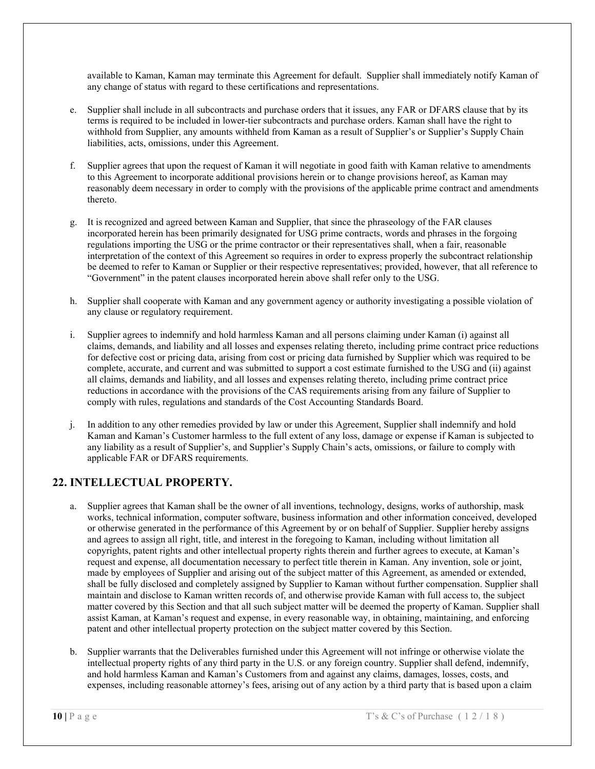available to Kaman, Kaman may terminate this Agreement for default. Supplier shall immediately notify Kaman of any change of status with regard to these certifications and representations.

e. Supplier shall include in all subcontracts and purchase orders that it issues, any FAR or DFARS clause that by its terms is required to be included in lower-tier subcontracts and purchase orders. Kaman shall have the right to withhold from Supplier, any amounts withheld from Kaman as a result of Supplier's or Supplier's Supply Chain liabilities, acts, omissions, under this Agreement.

f. Supplier agrees that upon the request of Kaman it will negotiate in good faith with Kaman relative to amendments to this Agreement to incorporate additional provisions herein or to change provisions hereof, as Kaman may reasonably deem necessary in order to comply with the provisions of the applicable prime contract and amendments thereto.

g. It is recognized and agreed between Kaman and Supplier, that since the phraseology of the FAR clauses incorporated herein has been primarily designated for USG prime contracts, words and phrases in the forgoing regulations importing the USG or the prime contractor or their representatives shall, when a fair, reasonable interpretation of the context of this Agreement so requires in order to express properly the subcontract relationship be deemed to refer to Kaman or Supplier or their respective representatives; provided, however, that all reference to "Government" in the patent clauses incorporated herein above shall refer only to the USG.

h. Supplier shall cooperate with Kaman and any government agency or authority investigating a possible violation of any clause or regulatory requirement.

i. Supplier agrees to indemnify and hold harmless Kaman and all persons claiming under Kaman (i) against all claims, demands, and liability and all losses and expenses relating thereto, including prime contract price reductions for defective cost or pricing data, arising from cost or pricing data furnished by Supplier which was required to be complete, accurate, and current and was submitted to support a cost estimate furnished to the USG and (ii) against all claims, demands and liability, and all losses and expenses relating thereto, including prime contract price reductions in accordance with the provisions of the CAS requirements arising from any failure of Supplier to comply with rules, regulations and standards of the Cost Accounting Standards Board.

j. In addition to any other remedies provided by law or under this Agreement, Supplier shall indemnify and hold Kaman and Kaman's Customer harmless to the full extent of any loss, damage or expense if Kaman is subjected to any liability as a result of Supplier's, and Supplier's Supply Chain's acts, omissions, or failure to comply with applicable FAR or DFARS requirements.

## 22. INTELLECTUAL PROPERTY.

a. Supplier agrees that Kaman shall be the owner of all inventions, technology, designs, works of authorship, mask works, technical information, computer software, business information and other information conceived, developed or otherwise generated in the performance of this Agreement by or on behalf of Supplier. Supplier hereby assigns and agrees to assign all right, title, and interest in the foregoing to Kaman, including without limitation all copyrights, patent rights and other intellectual property rights therein and further agrees to execute, at Kaman's request and expense, all documentation necessary to perfect title therein in Kaman. Any invention, sole or joint, made by employees of Supplier and arising out of the subject matter of this Agreement, as amended or extended, shall be fully disclosed and completely assigned by Supplier to Kaman without further compensation. Supplier shall maintain and disclose to Kaman written records of, and otherwise provide Kaman with full access to, the subject matter covered by this Section and that all such subject matter will be deemed the property of Kaman. Supplier shall assist Kaman, at Kaman's request and expense, in every reasonable way, in obtaining, maintaining, and enforcing patent and other intellectual property protection on the subject matter covered by this Section.

b. Supplier warrants that the Deliverables furnished under this Agreement will not infringe or otherwise violate the intellectual property rights of any third party in the U.S. or any foreign country. Supplier shall defend, indemnify, and hold harmless Kaman and Kaman's Customers from and against any claims, damages, losses, costs, and expenses, including reasonable attorney's fees, arising out of any action by a third party that is based upon a claim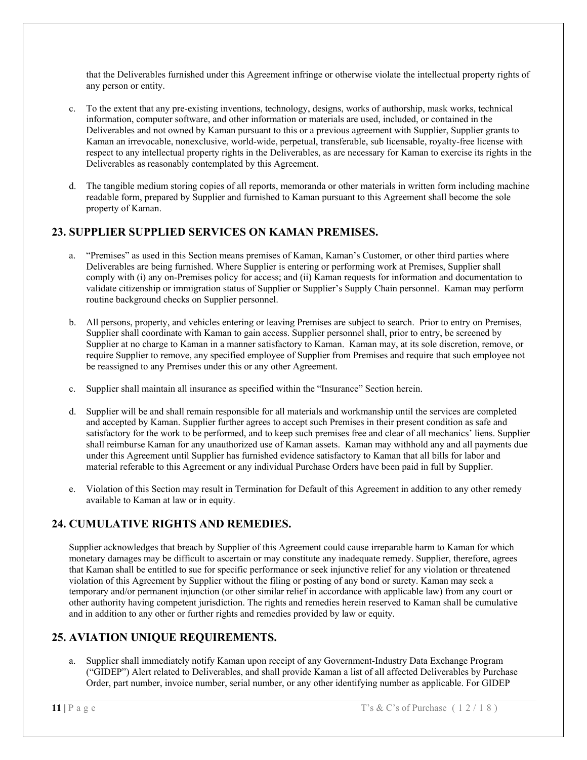that the Deliverables furnished under this Agreement infringe or otherwise violate the intellectual property rights of any person or entity.

c. To the extent that any pre-existing inventions, technology, designs, works of authorship, mask works, technical information, computer software, and other information or materials are used, included, or contained in the Deliverables and not owned by Kaman pursuant to this or a previous agreement with Supplier, Supplier grants to Kaman an irrevocable, nonexclusive, world-wide, perpetual, transferable, sub licensable, royalty-free license with respect to any intellectual property rights in the Deliverables, as are necessary for Kaman to exercise its rights in the Deliverables as reasonably contemplated by this Agreement.

d. The tangible medium storing copies of all reports, memoranda or other materials in written form including machine readable form, prepared by Supplier and furnished to Kaman pursuant to this Agreement shall become the sole property of Kaman.

## 23. SUPPLIER SUPPLIED SERVICES ON KAMAN PREMISES.

a. "Premises" as used in this Section means premises of Kaman, Kaman's Customer, or other third parties where Deliverables are being furnished. Where Supplier is entering or performing work at Premises, Supplier shall comply with (i) any on-Premises policy for access; and (ii) Kaman requests for information and documentation to validate citizenship or immigration status of Supplier or Supplier's Supply Chain personnel. Kaman may perform routine background checks on Supplier personnel.

b. All persons, property, and vehicles entering or leaving Premises are subject to search. Prior to entry on Premises, Supplier shall coordinate with Kaman to gain access. Supplier personnel shall, prior to entry, be screened by Supplier at no charge to Kaman in a manner satisfactory to Kaman. Kaman may, at its sole discretion, remove, or require Supplier to remove, any specified employee of Supplier from Premises and require that such employee not be reassigned to any Premises under this or any other Agreement.

c. Supplier shall maintain all insurance as specified within the "Insurance" Section herein.

d. Supplier will be and shall remain responsible for all materials and workmanship until the services are completed and accepted by Kaman. Supplier further agrees to accept such Premises in their present condition as safe and satisfactory for the work to be performed, and to keep such premises free and clear of all mechanics' liens. Supplier shall reimburse Kaman for any unauthorized use of Kaman assets. Kaman may withhold any and all payments due under this Agreement until Supplier has furnished evidence satisfactory to Kaman that all bills for labor and material referable to this Agreement or any individual Purchase Orders have been paid in full by Supplier.

e. Violation of this Section may result in Termination for Default of this Agreement in addition to any other remedy available to Kaman at law or in equity.

## 24. CUMULATIVE RIGHTS AND REMEDIES.

Supplier acknowledges that breach by Supplier of this Agreement could cause irreparable harm to Kaman for which monetary damages may be difficult to ascertain or may constitute any inadequate remedy. Supplier, therefore, agrees that Kaman shall be entitled to sue for specific performance or seek injunctive relief for any violation or threatened violation of this Agreement by Supplier without the filing or posting of any bond or surety. Kaman may seek a temporary and/or permanent injunction (or other similar relief in accordance with applicable law) from any court or other authority having competent jurisdiction. The rights and remedies herein reserved to Kaman shall be cumulative and in addition to any other or further rights and remedies provided by law or equity.

## 25. AVIATION UNIQUE REQUIREMENTS.

a. Supplier shall immediately notify Kaman upon receipt of any Government-Industry Data Exchange Program ("GIDEP") Alert related to Deliverables, and shall provide Kaman a list of all affected Deliverables by Purchase Order, part number, invoice number, serial number, or any other identifying number as applicable. For GIDEP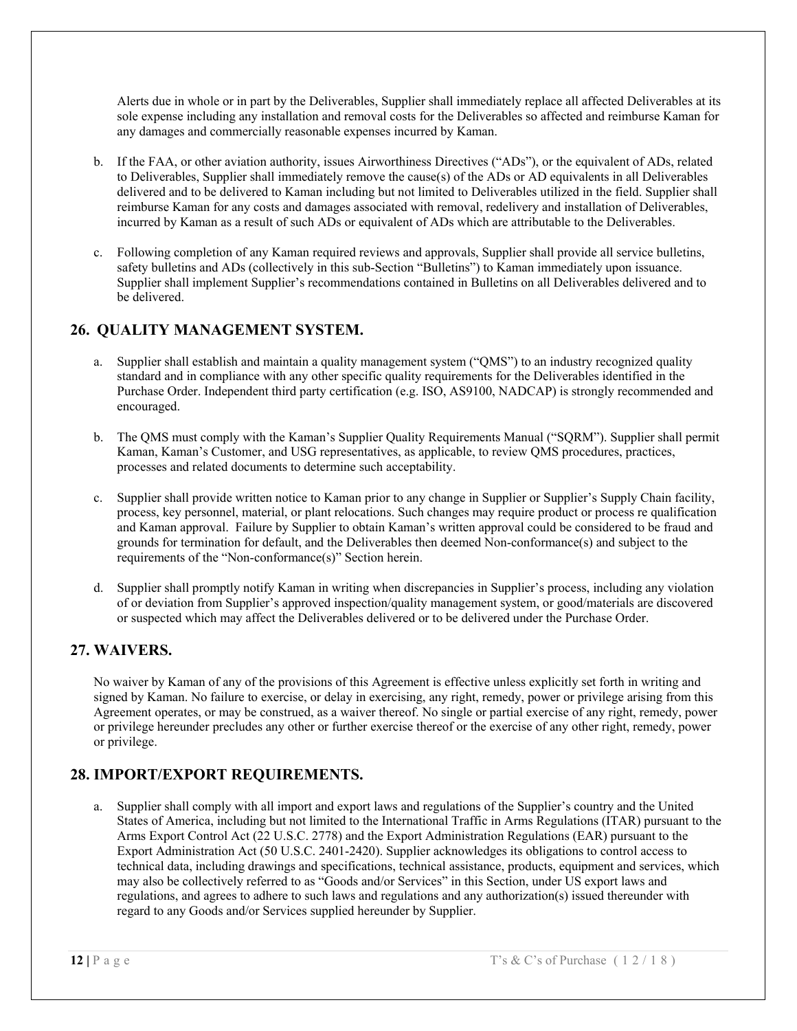Alerts due in whole or in part by the Deliverables, Supplier shall immediately replace all affected Deliverables at its sole expense including any installation and removal costs for the Deliverables so affected and reimburse Kaman for any damages and commercially reasonable expenses incurred by Kaman.

b. If the FAA, or other aviation authority, issues Airworthiness Directives ("ADs"), or the equivalent of ADs, related to Deliverables, Supplier shall immediately remove the cause(s) of the ADs or AD equivalents in all Deliverables delivered and to be delivered to Kaman including but not limited to Deliverables utilized in the field. Supplier shall reimburse Kaman for any costs and damages associated with removal, redelivery and installation of Deliverables, incurred by Kaman as a result of such ADs or equivalent of ADs which are attributable to the Deliverables.

c. Following completion of any Kaman required reviews and approvals, Supplier shall provide all service bulletins, safety bulletins and ADs (collectively in this sub-Section "Bulletins") to Kaman immediately upon issuance. Supplier shall implement Supplier's recommendations contained in Bulletins on all Deliverables delivered and to be delivered.

## 26. QUALITY MANAGEMENT SYSTEM.

a. Supplier shall establish and maintain a quality management system ("QMS") to an industry recognized quality standard and in compliance with any other specific quality requirements for the Deliverables identified in the Purchase Order. Independent third party certification (e.g. ISO, AS9100, NADCAP) is strongly recommended and encouraged.

b. The QMS must comply with the Kaman's Supplier Quality Requirements Manual ("SQRM"). Supplier shall permit Kaman, Kaman's Customer, and USG representatives, as applicable, to review QMS procedures, practices, processes and related documents to determine such acceptability.

c. Supplier shall provide written notice to Kaman prior to any change in Supplier or Supplier's Supply Chain facility, process, key personnel, material, or plant relocations. Such changes may require product or process re qualification and Kaman approval. Failure by Supplier to obtain Kaman's written approval could be considered to be fraud and grounds for termination for default, and the Deliverables then deemed Non-conformance(s) and subject to the requirements of the "Non-conformance(s)" Section herein.

d. Supplier shall promptly notify Kaman in writing when discrepancies in Supplier's process, including any violation of or deviation from Supplier's approved inspection/quality management system, or good/materials are discovered or suspected which may affect the Deliverables delivered or to be delivered under the Purchase Order.

## 27. WAIVERS.

No waiver by Kaman of any of the provisions of this Agreement is effective unless explicitly set forth in writing and signed by Kaman. No failure to exercise, or delay in exercising, any right, remedy, power or privilege arising from this Agreement operates, or may be construed, as a waiver thereof. No single or partial exercise of any right, remedy, power or privilege hereunder precludes any other or further exercise thereof or the exercise of any other right, remedy, power or privilege.

## 28. IMPORT/EXPORT REQUIREMENTS.

a. Supplier shall comply with all import and export laws and regulations of the Supplier's country and the United States of America, including but not limited to the International Traffic in Arms Regulations (ITAR) pursuant to the Arms Export Control Act (22 U.S.C. 2778) and the Export Administration Regulations (EAR) pursuant to the Export Administration Act (50 U.S.C. 2401-2420). Supplier acknowledges its obligations to control access to technical data, including drawings and specifications, technical assistance, products, equipment and services, which may also be collectively referred to as "Goods and/or Services" in this Section, under US export laws and regulations, and agrees to adhere to such laws and regulations and any authorization(s) issued thereunder with regard to any Goods and/or Services supplied hereunder by Supplier.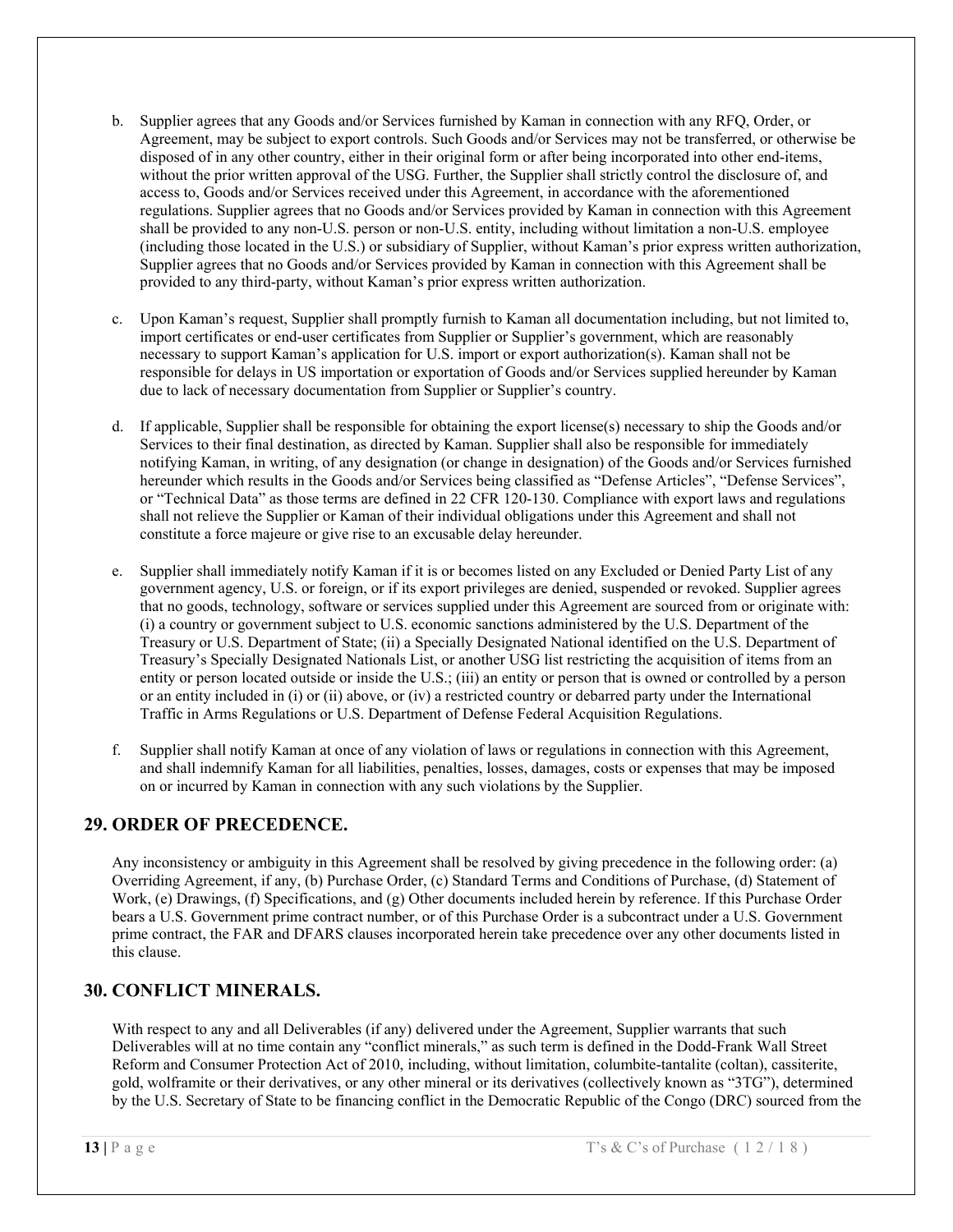b. Supplier agrees that any Goods and/or Services furnished by Kaman in connection with any RFQ, Order, or Agreement, may be subject to export controls. Such Goods and/or Services may not be transferred, or otherwise be disposed of in any other country, either in their original form or after being incorporated into other end-items, without the prior written approval of the USG. Further, the Supplier shall strictly control the disclosure of, and access to, Goods and/or Services received under this Agreement, in accordance with the aforementioned regulations. Supplier agrees that no Goods and/or Services provided by Kaman in connection with this Agreement shall be provided to any non-U.S. person or non-U.S. entity, including without limitation a non-U.S. employee (including those located in the U.S.) or subsidiary of Supplier, without Kaman's prior express written authorization, Supplier agrees that no Goods and/or Services provided by Kaman in connection with this Agreement shall be provided to any third-party, without Kaman's prior express written authorization.

c. Upon Kaman's request, Supplier shall promptly furnish to Kaman all documentation including, but not limited to, import certificates or end-user certificates from Supplier or Supplier's government, which are reasonably necessary to support Kaman's application for U.S. import or export authorization(s). Kaman shall not be responsible for delays in US importation or exportation of Goods and/or Services supplied hereunder by Kaman due to lack of necessary documentation from Supplier or Supplier's country.

d. If applicable, Supplier shall be responsible for obtaining the export license(s) necessary to ship the Goods and/or Services to their final destination, as directed by Kaman. Supplier shall also be responsible for immediately notifying Kaman, in writing, of any designation (or change in designation) of the Goods and/or Services furnished hereunder which results in the Goods and/or Services being classified as "Defense Articles", "Defense Services", or "Technical Data" as those terms are defined in 22 CFR 120-130. Compliance with export laws and regulations shall not relieve the Supplier or Kaman of their individual obligations under this Agreement and shall not constitute a force majeure or give rise to an excusable delay hereunder.

e. Supplier shall immediately notify Kaman if it is or becomes listed on any Excluded or Denied Party List of any government agency, U.S. or foreign, or if its export privileges are denied, suspended or revoked. Supplier agrees that no goods, technology, software or services supplied under this Agreement are sourced from or originate with: (i) a country or government subject to U.S. economic sanctions administered by the U.S. Department of the Treasury or U.S. Department of State; (ii) a Specially Designated National identified on the U.S. Department of Treasury's Specially Designated Nationals List, or another USG list restricting the acquisition of items from an entity or person located outside or inside the U.S.; (iii) an entity or person that is owned or controlled by a person or an entity included in (i) or (ii) above, or (iv) a restricted country or debarred party under the International Traffic in Arms Regulations or U.S. Department of Defense Federal Acquisition Regulations.

f. Supplier shall notify Kaman at once of any violation of laws or regulations in connection with this Agreement, and shall indemnify Kaman for all liabilities, penalties, losses, damages, costs or expenses that may be imposed on or incurred by Kaman in connection with any such violations by the Supplier.

## 29. ORDER OF PRECEDENCE.

Any inconsistency or ambiguity in this Agreement shall be resolved by giving precedence in the following order: (a) Overriding Agreement, if any, (b) Purchase Order, (c) Standard Terms and Conditions of Purchase, (d) Statement of Work, (e) Drawings, (f) Specifications, and (g) Other documents included herein by reference. If this Purchase Order bears a U.S. Government prime contract number, or of this Purchase Order is a subcontract under a U.S. Government prime contract, the FAR and DFARS clauses incorporated herein take precedence over any other documents listed in this clause.

## 30. CONFLICT MINERALS.

With respect to any and all Deliverables (if any) delivered under the Agreement, Supplier warrants that such Deliverables will at no time contain any "conflict minerals," as such term is defined in the Dodd-Frank Wall Street Reform and Consumer Protection Act of 2010, including, without limitation, columbite-tantalite (coltan), cassiterite, gold, wolframite or their derivatives, or any other mineral or its derivatives (collectively known as "3TG"), determined by the U.S. Secretary of State to be financing conflict in the Democratic Republic of the Congo (DRC) sourced from the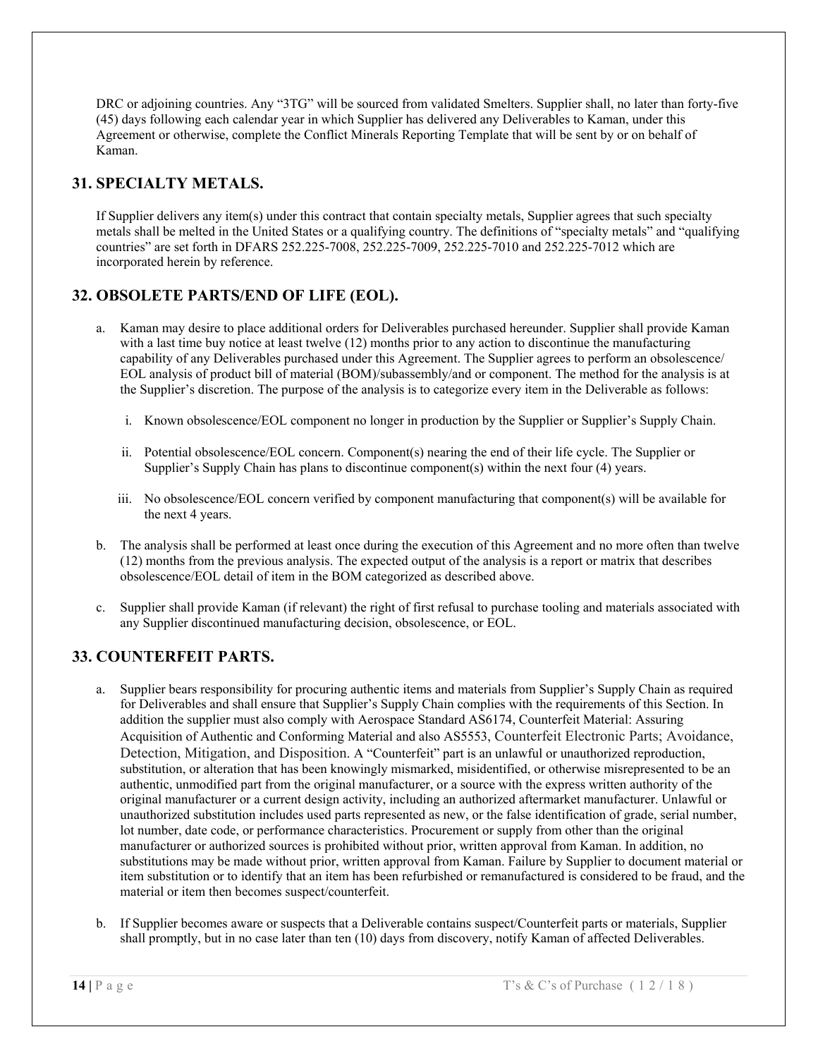DRC or adjoining countries. Any "3TG" will be sourced from validated Smelters. Supplier shall, no later than forty-five (45) days following each calendar year in which Supplier has delivered any Deliverables to Kaman, under this Agreement or otherwise, complete the Conflict Minerals Reporting Template that will be sent by or on behalf of Kaman.

## 31. SPECIALTY METALS.

If Supplier delivers any item(s) under this contract that contain specialty metals, Supplier agrees that such specialty metals shall be melted in the United States or a qualifying country. The definitions of "specialty metals" and "qualifying countries" are set forth in DFARS 252.225-7008, 252.225-7009, 252.225-7010 and 252.225-7012 which are incorporated herein by reference.

## 32. OBSOLETE PARTS/END OF LIFE (EOL).

a. Kaman may desire to place additional orders for Deliverables purchased hereunder. Supplier shall provide Kaman with a last time buy notice at least twelve (12) months prior to any action to discontinue the manufacturing capability of any Deliverables purchased under this Agreement. The Supplier agrees to perform an obsolescence/ EOL analysis of product bill of material (BOM)/subassembly/and or component. The method for the analysis is at the Supplier's discretion. The purpose of the analysis is to categorize every item in the Deliverable as follows:

   i. Known obsolescence/EOL component no longer in production by the Supplier or Supplier's Supply Chain.

   ii. Potential obsolescence/EOL concern. Component(s) nearing the end of their life cycle. The Supplier or Supplier's Supply Chain has plans to discontinue component(s) within the next four (4) years.

   iii. No obsolescence/EOL concern verified by component manufacturing that component(s) will be available for the next 4 years.

b. The analysis shall be performed at least once during the execution of this Agreement and no more often than twelve (12) months from the previous analysis. The expected output of the analysis is a report or matrix that describes obsolescence/EOL detail of item in the BOM categorized as described above.

c. Supplier shall provide Kaman (if relevant) the right of first refusal to purchase tooling and materials associated with any Supplier discontinued manufacturing decision, obsolescence, or EOL.

## 33. COUNTERFEIT PARTS.

a. Supplier bears responsibility for procuring authentic items and materials from Supplier's Supply Chain as required for Deliverables and shall ensure that Supplier's Supply Chain complies with the requirements of this Section. In addition the supplier must also comply with Aerospace Standard AS6174, Counterfeit Material: Assuring Acquisition of Authentic and Conforming Material and also AS5553, Counterfeit Electronic Parts; Avoidance, Detection, Mitigation, and Disposition. A "Counterfeit" part is an unlawful or unauthorized reproduction, substitution, or alteration that has been knowingly mismarked, misidentified, or otherwise misrepresented to be an authentic, unmodified part from the original manufacturer, or a source with the express written authority of the original manufacturer or a current design activity, including an authorized aftermarket manufacturer. Unlawful or unauthorized substitution includes used parts represented as new, or the false identification of grade, serial number, lot number, date code, or performance characteristics. Procurement or supply from other than the original manufacturer or authorized sources is prohibited without prior, written approval from Kaman. In addition, no substitutions may be made without prior, written approval from Kaman. Failure by Supplier to document material or item substitution or to identify that an item has been refurbished or remanufactured is considered to be fraud, and the material or item then becomes suspect/counterfeit.

b. If Supplier becomes aware or suspects that a Deliverable contains suspect/Counterfeit parts or materials, Supplier shall promptly, but in no case later than ten (10) days from discovery, notify Kaman of affected Deliverables.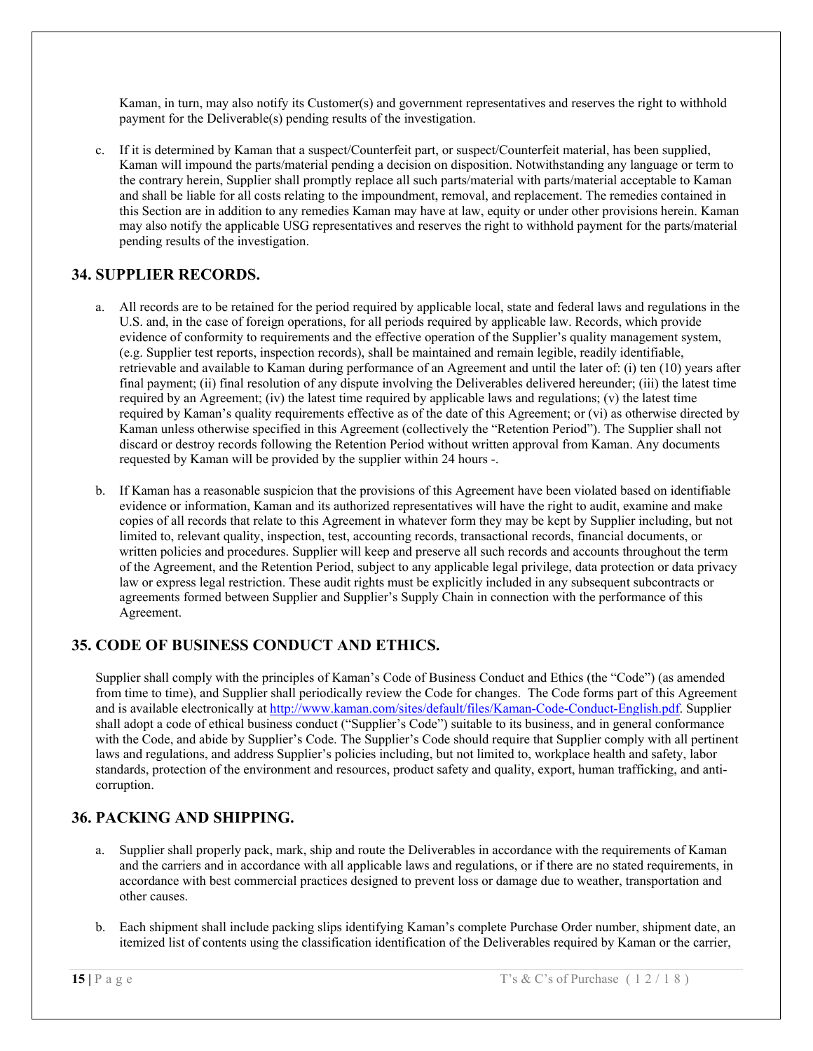Kaman, in turn, may also notify its Customer(s) and government representatives and reserves the right to withhold payment for the Deliverable(s) pending results of the investigation.

c. If it is determined by Kaman that a suspect/Counterfeit part, or suspect/Counterfeit material, has been supplied, Kaman will impound the parts/material pending a decision on disposition. Notwithstanding any language or term to the contrary herein, Supplier shall promptly replace all such parts/material with parts/material acceptable to Kaman and shall be liable for all costs relating to the impoundment, removal, and replacement. The remedies contained in this Section are in addition to any remedies Kaman may have at law, equity or under other provisions herein. Kaman may also notify the applicable USG representatives and reserves the right to withhold payment for the parts/material pending results of the investigation.

## 34. SUPPLIER RECORDS.

a. All records are to be retained for the period required by applicable local, state and federal laws and regulations in the U.S. and, in the case of foreign operations, for all periods required by applicable law. Records, which provide evidence of conformity to requirements and the effective operation of the Supplier's quality management system, (e.g. Supplier test reports, inspection records), shall be maintained and remain legible, readily identifiable, retrievable and available to Kaman during performance of an Agreement and until the later of: (i) ten (10) years after final payment; (ii) final resolution of any dispute involving the Deliverables delivered hereunder; (iii) the latest time required by an Agreement; (iv) the latest time required by applicable laws and regulations; (v) the latest time required by Kaman's quality requirements effective as of the date of this Agreement; or (vi) as otherwise directed by Kaman unless otherwise specified in this Agreement (collectively the "Retention Period"). The Supplier shall not discard or destroy records following the Retention Period without written approval from Kaman. Any documents requested by Kaman will be provided by the supplier within 24 hours -.

b. If Kaman has a reasonable suspicion that the provisions of this Agreement have been violated based on identifiable evidence or information, Kaman and its authorized representatives will have the right to audit, examine and make copies of all records that relate to this Agreement in whatever form they may be kept by Supplier including, but not limited to, relevant quality, inspection, test, accounting records, transactional records, financial documents, or written policies and procedures. Supplier will keep and preserve all such records and accounts throughout the term of the Agreement, and the Retention Period, subject to any applicable legal privilege, data protection or data privacy law or express legal restriction. These audit rights must be explicitly included in any subsequent subcontracts or agreements formed between Supplier and Supplier's Supply Chain in connection with the performance of this Agreement.

## 35. CODE OF BUSINESS CONDUCT AND ETHICS.

Supplier shall comply with the principles of Kaman's Code of Business Conduct and Ethics (the "Code") (as amended from time to time), and Supplier shall periodically review the Code for changes. The Code forms part of this Agreement and is available electronically at [http://www.kaman.com/sites/default/files/Kaman-Code-Conduct-English.pdf](http://www.kaman.com/sites/default/files/Kaman-Code-Conduct-English.pdf). Supplier shall adopt a code of ethical business conduct ("Supplier's Code") suitable to its business, and in general conformance with the Code, and abide by Supplier's Code. The Supplier's Code should require that Supplier comply with all pertinent laws and regulations, and address Supplier's policies including, but not limited to, workplace health and safety, labor standards, protection of the environment and resources, product safety and quality, export, human trafficking, and anti-corruption.

## 36. PACKING AND SHIPPING.

a. Supplier shall properly pack, mark, ship and route the Deliverables in accordance with the requirements of Kaman and the carriers and in accordance with all applicable laws and regulations, or if there are no stated requirements, in accordance with best commercial practices designed to prevent loss or damage due to weather, transportation and other causes.

b. Each shipment shall include packing slips identifying Kaman's complete Purchase Order number, shipment date, an itemized list of contents using the classification identification of the Deliverables required by Kaman or the carrier,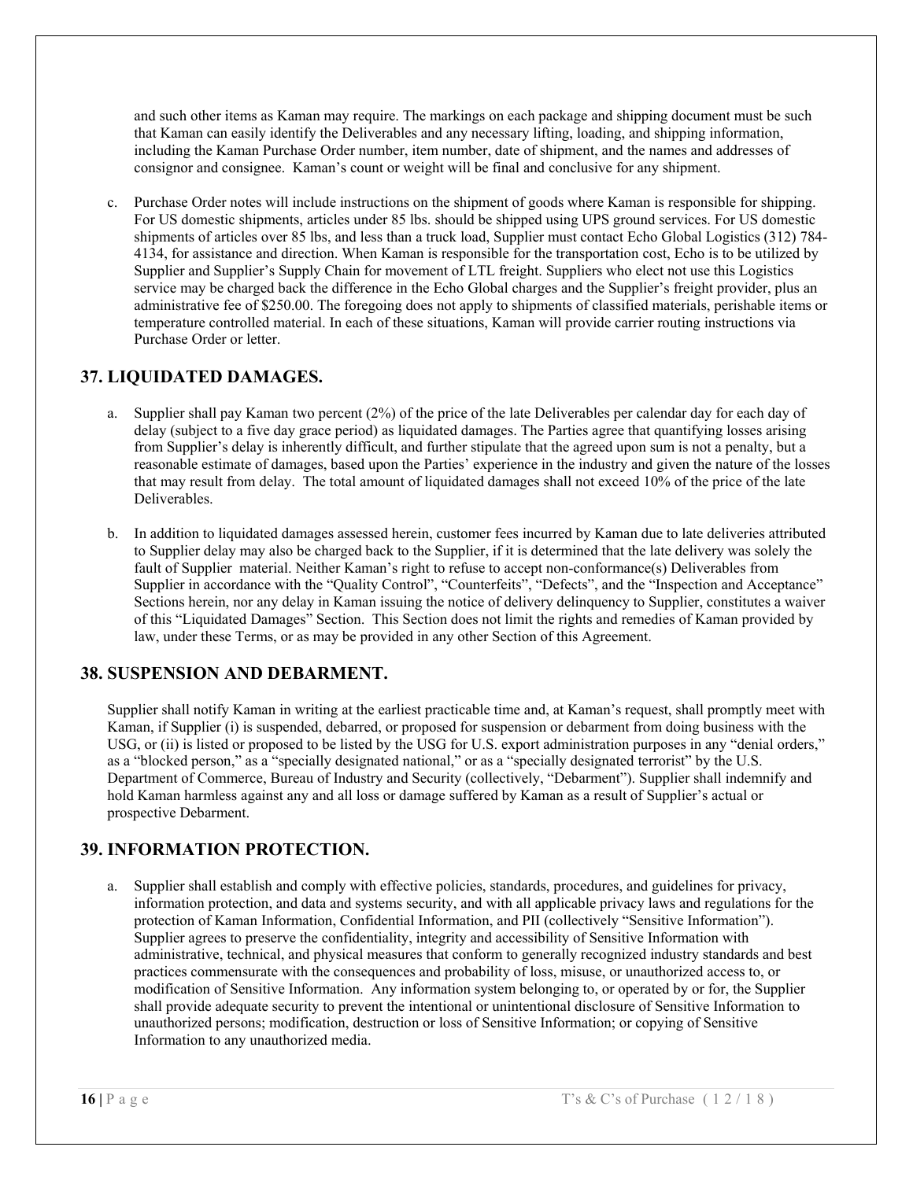and such other items as Kaman may require. The markings on each package and shipping document must be such that Kaman can easily identify the Deliverables and any necessary lifting, loading, and shipping information, including the Kaman Purchase Order number, item number, date of shipment, and the names and addresses of consignor and consignee. Kaman's count or weight will be final and conclusive for any shipment.

c. Purchase Order notes will include instructions on the shipment of goods where Kaman is responsible for shipping. For US domestic shipments, articles under 85 lbs. should be shipped using UPS ground services. For US domestic shipments of articles over 85 lbs, and less than a truck load, Supplier must contact Echo Global Logistics (312) 784-4134, for assistance and direction. When Kaman is responsible for the transportation cost, Echo is to be utilized by Supplier and Supplier's Supply Chain for movement of LTL freight. Suppliers who elect not use this Logistics service may be charged back the difference in the Echo Global charges and the Supplier's freight provider, plus an administrative fee of $250.00. The foregoing does not apply to shipments of classified materials, perishable items or temperature controlled material. In each of these situations, Kaman will provide carrier routing instructions via Purchase Order or letter.

## 37. LIQUIDATED DAMAGES.

a. Supplier shall pay Kaman two percent (2%) of the price of the late Deliverables per calendar day for each day of delay (subject to a five day grace period) as liquidated damages. The Parties agree that quantifying losses arising from Supplier's delay is inherently difficult, and further stipulate that the agreed upon sum is not a penalty, but a reasonable estimate of damages, based upon the Parties' experience in the industry and given the nature of the losses that may result from delay. The total amount of liquidated damages shall not exceed 10% of the price of the late Deliverables.

b. In addition to liquidated damages assessed herein, customer fees incurred by Kaman due to late deliveries attributed to Supplier delay may also be charged back to the Supplier, if it is determined that the late delivery was solely the fault of Supplier material. Neither Kaman's right to refuse to accept non-conformance(s) Deliverables from Supplier in accordance with the "Quality Control", "Counterfeits", "Defects", and the "Inspection and Acceptance" Sections herein, nor any delay in Kaman issuing the notice of delivery delinquency to Supplier, constitutes a waiver of this "Liquidated Damages" Section. This Section does not limit the rights and remedies of Kaman provided by law, under these Terms, or as may be provided in any other Section of this Agreement.

## 38. SUSPENSION AND DEBARMENT.

Supplier shall notify Kaman in writing at the earliest practicable time and, at Kaman's request, shall promptly meet with Kaman, if Supplier (i) is suspended, debarred, or proposed for suspension or debarment from doing business with the USG, or (ii) is listed or proposed to be listed by the USG for U.S. export administration purposes in any "denial orders," as a "blocked person," as a "specially designated national," or as a "specially designated terrorist" by the U.S. Department of Commerce, Bureau of Industry and Security (collectively, "Debarment"). Supplier shall indemnify and hold Kaman harmless against any and all loss or damage suffered by Kaman as a result of Supplier's actual or prospective Debarment.

## 39. INFORMATION PROTECTION.

a. Supplier shall establish and comply with effective policies, standards, procedures, and guidelines for privacy, information protection, and data and systems security, and with all applicable privacy laws and regulations for the protection of Kaman Information, Confidential Information, and PII (collectively "Sensitive Information"). Supplier agrees to preserve the confidentiality, integrity and accessibility of Sensitive Information with administrative, technical, and physical measures that conform to generally recognized industry standards and best practices commensurate with the consequences and probability of loss, misuse, or unauthorized access to, or modification of Sensitive Information. Any information system belonging to, or operated by or for, the Supplier shall provide adequate security to prevent the intentional or unintentional disclosure of Sensitive Information to unauthorized persons; modification, destruction or loss of Sensitive Information; or copying of Sensitive Information to any unauthorized media.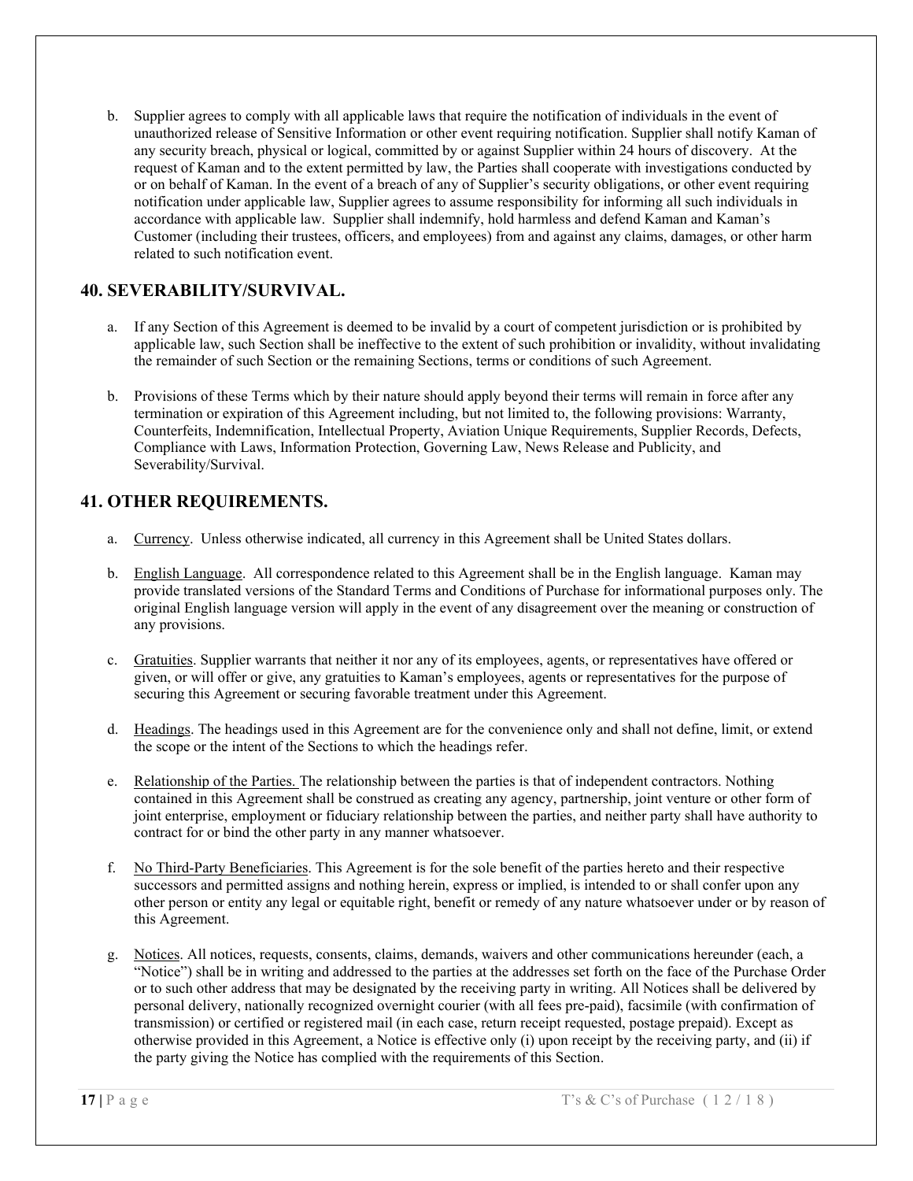b. Supplier agrees to comply with all applicable laws that require the notification of individuals in the event of unauthorized release of Sensitive Information or other event requiring notification. Supplier shall notify Kaman of any security breach, physical or logical, committed by or against Supplier within 24 hours of discovery. At the request of Kaman and to the extent permitted by law, the Parties shall cooperate with investigations conducted by or on behalf of Kaman. In the event of a breach of any of Supplier's security obligations, or other event requiring notification under applicable law, Supplier agrees to assume responsibility for informing all such individuals in accordance with applicable law. Supplier shall indemnify, hold harmless and defend Kaman and Kaman's Customer (including their trustees, officers, and employees) from and against any claims, damages, or other harm related to such notification event.

## 40. SEVERABILITY/SURVIVAL.

a. If any Section of this Agreement is deemed to be invalid by a court of competent jurisdiction or is prohibited by applicable law, such Section shall be ineffective to the extent of such prohibition or invalidity, without invalidating the remainder of such Section or the remaining Sections, terms or conditions of such Agreement.

b. Provisions of these Terms which by their nature should apply beyond their terms will remain in force after any termination or expiration of this Agreement including, but not limited to, the following provisions: Warranty, Counterfeits, Indemnification, Intellectual Property, Aviation Unique Requirements, Supplier Records, Defects, Compliance with Laws, Information Protection, Governing Law, News Release and Publicity, and Severability/Survival.

## 41. OTHER REQUIREMENTS.

a. Currency. Unless otherwise indicated, all currency in this Agreement shall be United States dollars.

b. English Language. All correspondence related to this Agreement shall be in the English language. Kaman may provide translated versions of the Standard Terms and Conditions of Purchase for informational purposes only. The original English language version will apply in the event of any disagreement over the meaning or construction of any provisions.

c. Gratuities. Supplier warrants that neither it nor any of its employees, agents, or representatives have offered or given, or will offer or give, any gratuities to Kaman's employees, agents or representatives for the purpose of securing this Agreement or securing favorable treatment under this Agreement.

d. Headings. The headings used in this Agreement are for the convenience only and shall not define, limit, or extend the scope or the intent of the Sections to which the headings refer.

e. Relationship of the Parties. The relationship between the parties is that of independent contractors. Nothing contained in this Agreement shall be construed as creating any agency, partnership, joint venture or other form of joint enterprise, employment or fiduciary relationship between the parties, and neither party shall have authority to contract for or bind the other party in any manner whatsoever.

f. No Third-Party Beneficiaries. This Agreement is for the sole benefit of the parties hereto and their respective successors and permitted assigns and nothing herein, express or implied, is intended to or shall confer upon any other person or entity any legal or equitable right, benefit or remedy of any nature whatsoever under or by reason of this Agreement.

g. Notices. All notices, requests, consents, claims, demands, waivers and other communications hereunder (each, a "Notice") shall be in writing and addressed to the parties at the addresses set forth on the face of the Purchase Order or to such other address that may be designated by the receiving party in writing. All Notices shall be delivered by personal delivery, nationally recognized overnight courier (with all fees pre-paid), facsimile (with confirmation of transmission) or certified or registered mail (in each case, return receipt requested, postage prepaid). Except as otherwise provided in this Agreement, a Notice is effective only (i) upon receipt by the receiving party, and (ii) if the party giving the Notice has complied with the requirements of this Section.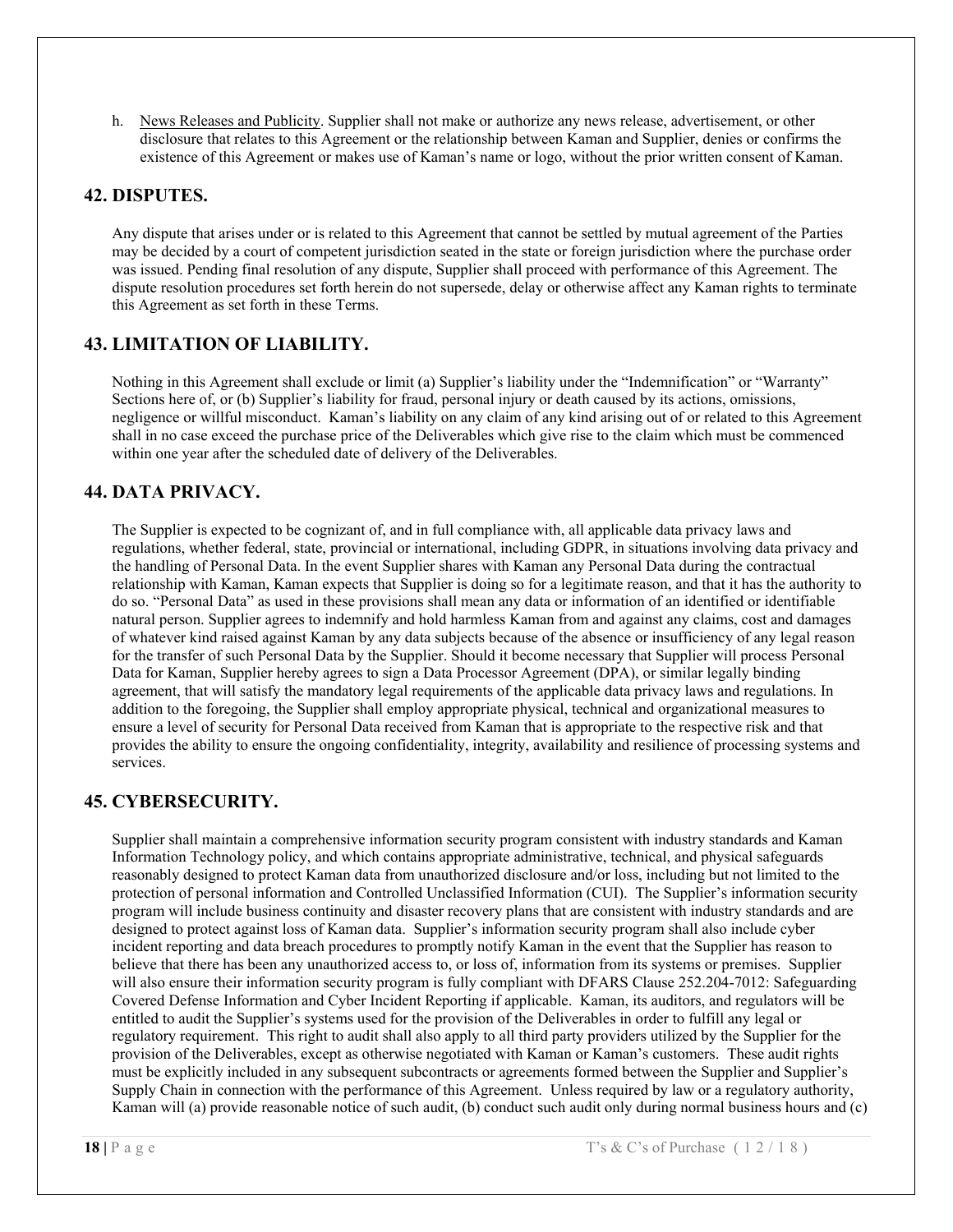h. News Releases and Publicity. Supplier shall not make or authorize any news release, advertisement, or other disclosure that relates to this Agreement or the relationship between Kaman and Supplier, denies or confirms the existence of this Agreement or makes use of Kaman's name or logo, without the prior written consent of Kaman.

## 42. DISPUTES.

Any dispute that arises under or is related to this Agreement that cannot be settled by mutual agreement of the Parties may be decided by a court of competent jurisdiction seated in the state or foreign jurisdiction where the purchase order was issued. Pending final resolution of any dispute, Supplier shall proceed with performance of this Agreement. The dispute resolution procedures set forth herein do not supersede, delay or otherwise affect any Kaman rights to terminate this Agreement as set forth in these Terms.

## 43. LIMITATION OF LIABILITY.

Nothing in this Agreement shall exclude or limit (a) Supplier's liability under the "Indemnification" or "Warranty" Sections here of, or (b) Supplier's liability for fraud, personal injury or death caused by its actions, omissions, negligence or willful misconduct. Kaman's liability on any claim of any kind arising out of or related to this Agreement shall in no case exceed the purchase price of the Deliverables which give rise to the claim which must be commenced within one year after the scheduled date of delivery of the Deliverables.

## 44. DATA PRIVACY.

The Supplier is expected to be cognizant of, and in full compliance with, all applicable data privacy laws and regulations, whether federal, state, provincial or international, including GDPR, in situations involving data privacy and the handling of Personal Data. In the event Supplier shares with Kaman any Personal Data during the contractual relationship with Kaman, Kaman expects that Supplier is doing so for a legitimate reason, and that it has the authority to do so. "Personal Data" as used in these provisions shall mean any data or information of an identified or identifiable natural person. Supplier agrees to indemnify and hold harmless Kaman from and against any claims, cost and damages of whatever kind raised against Kaman by any data subjects because of the absence or insufficiency of any legal reason for the transfer of such Personal Data by the Supplier. Should it become necessary that Supplier will process Personal Data for Kaman, Supplier hereby agrees to sign a Data Processor Agreement (DPA), or similar legally binding agreement, that will satisfy the mandatory legal requirements of the applicable data privacy laws and regulations. In addition to the foregoing, the Supplier shall employ appropriate physical, technical and organizational measures to ensure a level of security for Personal Data received from Kaman that is appropriate to the respective risk and that provides the ability to ensure the ongoing confidentiality, integrity, availability and resilience of processing systems and services.

## 45. CYBERSECURITY.

Supplier shall maintain a comprehensive information security program consistent with industry standards and Kaman Information Technology policy, and which contains appropriate administrative, technical, and physical safeguards reasonably designed to protect Kaman data from unauthorized disclosure and/or loss, including but not limited to the protection of personal information and Controlled Unclassified Information (CUI). The Supplier's information security program will include business continuity and disaster recovery plans that are consistent with industry standards and are designed to protect against loss of Kaman data. Supplier's information security program shall also include cyber incident reporting and data breach procedures to promptly notify Kaman in the event that the Supplier has reason to believe that there has been any unauthorized access to, or loss of, information from its systems or premises. Supplier will also ensure their information security program is fully compliant with DFARS Clause 252.204-7012: Safeguarding Covered Defense Information and Cyber Incident Reporting if applicable. Kaman, its auditors, and regulators will be entitled to audit the Supplier's systems used for the provision of the Deliverables in order to fulfill any legal or regulatory requirement. This right to audit shall also apply to all third party providers utilized by the Supplier for the provision of the Deliverables, except as otherwise negotiated with Kaman or Kaman's customers. These audit rights must be explicitly included in any subsequent subcontracts or agreements formed between the Supplier and Supplier's Supply Chain in connection with the performance of this Agreement. Unless required by law or a regulatory authority, Kaman will (a) provide reasonable notice of such audit, (b) conduct such audit only during normal business hours and (c)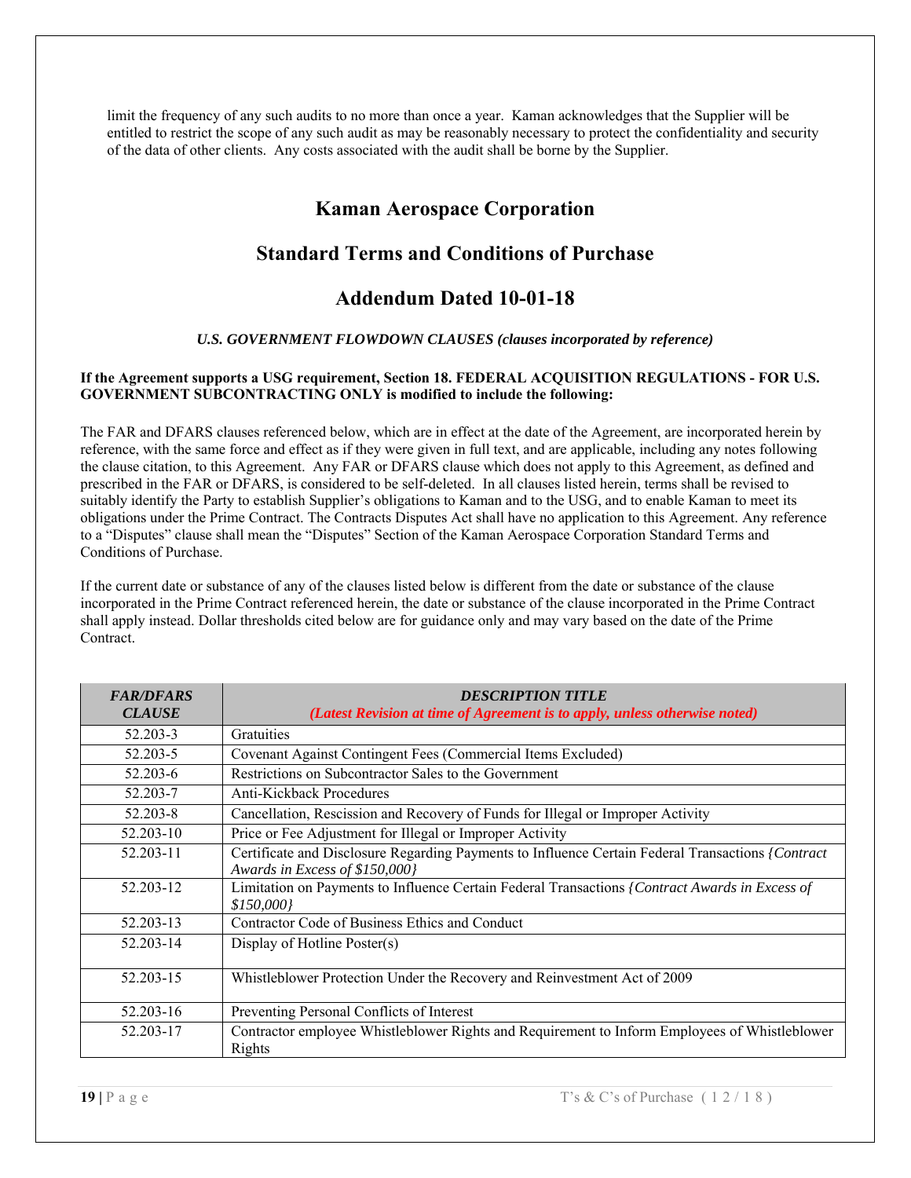limit the frequency of any such audits to no more than once a year. Kaman acknowledges that the Supplier will be entitled to restrict the scope of any such audit as may be reasonably necessary to protect the confidentiality and security of the data of other clients. Any costs associated with the audit shall be borne by the Supplier.

# Kaman Aerospace Corporation

# Standard Terms and Conditions of Purchase

# Addendum Dated 10-01-18

***U.S. GOVERNMENT FLOWDOWN CLAUSES (clauses incorporated by reference)***

**If the Agreement supports a USG requirement, Section 18. FEDERAL ACQUISITION REGULATIONS - FOR U.S. GOVERNMENT SUBCONTRACTING ONLY is modified to include the following:**

The FAR and DFARS clauses referenced below, which are in effect at the date of the Agreement, are incorporated herein by reference, with the same force and effect as if they were given in full text, and are applicable, including any notes following the clause citation, to this Agreement. Any FAR or DFARS clause which does not apply to this Agreement, as defined and prescribed in the FAR or DFARS, is considered to be self-deleted. In all clauses listed herein, terms shall be revised to suitably identify the Party to establish Supplier's obligations to Kaman and to the USG, and to enable Kaman to meet its obligations under the Prime Contract. The Contracts Disputes Act shall have no application to this Agreement. Any reference to a "Disputes" clause shall mean the "Disputes" Section of the Kaman Aerospace Corporation Standard Terms and Conditions of Purchase.

If the current date or substance of any of the clauses listed below is different from the date or substance of the clause incorporated in the Prime Contract referenced herein, the date or substance of the clause incorporated in the Prime Contract shall apply instead. Dollar thresholds cited below are for guidance only and may vary based on the date of the Prime Contract.

| ***FAR/DFARS CLAUSE*** | ***DESCRIPTION TITLE*** ***(Latest Revision at time of Agreement is to apply, unless otherwise noted)*** |
|---|---|
| 52.203-3 | Gratuities |
| 52.203-5 | Covenant Against Contingent Fees (Commercial Items Excluded) |
| 52.203-6 | Restrictions on Subcontractor Sales to the Government |
| 52.203-7 | Anti-Kickback Procedures |
| 52.203-8 | Cancellation, Rescission and Recovery of Funds for Illegal or Improper Activity |
| 52.203-10 | Price or Fee Adjustment for Illegal or Improper Activity |
| 52.203-11 | Certificate and Disclosure Regarding Payments to Influence Certain Federal Transactions *{Contract Awards in Excess of $150,000}* |
| 52.203-12 | Limitation on Payments to Influence Certain Federal Transactions *{Contract Awards in Excess of $150,000}* |
| 52.203-13 | Contractor Code of Business Ethics and Conduct |
| 52.203-14 | Display of Hotline Poster(s) |
| 52.203-15 | Whistleblower Protection Under the Recovery and Reinvestment Act of 2009 |
| 52.203-16 | Preventing Personal Conflicts of Interest |
| 52.203-17 | Contractor employee Whistleblower Rights and Requirement to Inform Employees of Whistleblower Rights |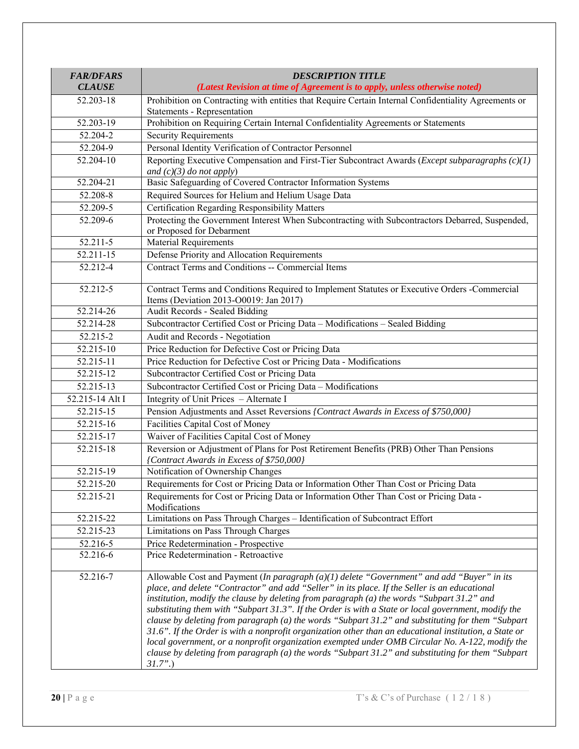| *FAR/DFARS CLAUSE* | *DESCRIPTION TITLE (Latest Revision at time of Agreement is to apply, unless otherwise noted)* |
|---|---|
| 52.203-18 | Prohibition on Contracting with entities that Require Certain Internal Confidentiality Agreements or Statements - Representation |
| 52.203-19 | Prohibition on Requiring Certain Internal Confidentiality Agreements or Statements |
| 52.204-2 | Security Requirements |
| 52.204-9 | Personal Identity Verification of Contractor Personnel |
| 52.204-10 | Reporting Executive Compensation and First-Tier Subcontract Awards (*Except subparagraphs (c)(1) and (c)(3) do not apply*) |
| 52.204-21 | Basic Safeguarding of Covered Contractor Information Systems |
| 52.208-8 | Required Sources for Helium and Helium Usage Data |
| 52.209-5 | Certification Regarding Responsibility Matters |
| 52.209-6 | Protecting the Government Interest When Subcontracting with Subcontractors Debarred, Suspended, or Proposed for Debarment |
| 52.211-5 | Material Requirements |
| 52.211-15 | Defense Priority and Allocation Requirements |
| 52.212-4 | Contract Terms and Conditions -- Commercial Items |
| 52.212-5 | Contract Terms and Conditions Required to Implement Statutes or Executive Orders -Commercial Items (Deviation 2013-O0019: Jan 2017) |
| 52.214-26 | Audit Records - Sealed Bidding |
| 52.214-28 | Subcontractor Certified Cost or Pricing Data – Modifications – Sealed Bidding |
| 52.215-2 | Audit and Records - Negotiation |
| 52.215-10 | Price Reduction for Defective Cost or Pricing Data |
| 52.215-11 | Price Reduction for Defective Cost or Pricing Data - Modifications |
| 52.215-12 | Subcontractor Certified Cost or Pricing Data |
| 52.215-13 | Subcontractor Certified Cost or Pricing Data – Modifications |
| 52.215-14 Alt I | Integrity of Unit Prices – Alternate I |
| 52.215-15 | Pension Adjustments and Asset Reversions *{Contract Awards in Excess of $750,000}* |
| 52.215-16 | Facilities Capital Cost of Money |
| 52.215-17 | Waiver of Facilities Capital Cost of Money |
| 52.215-18 | Reversion or Adjustment of Plans for Post Retirement Benefits (PRB) Other Than Pensions *{Contract Awards in Excess of $750,000}* |
| 52.215-19 | Notification of Ownership Changes |
| 52.215-20 | Requirements for Cost or Pricing Data or Information Other Than Cost or Pricing Data |
| 52.215-21 | Requirements for Cost or Pricing Data or Information Other Than Cost or Pricing Data - Modifications |
| 52.215-22 | Limitations on Pass Through Charges – Identification of Subcontract Effort |
| 52.215-23 | Limitations on Pass Through Charges |
| 52.216-5 | Price Redetermination - Prospective |
| 52.216-6 | Price Redetermination - Retroactive |
| 52.216-7 | Allowable Cost and Payment (*In paragraph (a)(1) delete "Government" and add "Buyer" in its place, and delete "Contractor" and add "Seller" in its place. If the Seller is an educational institution, modify the clause by deleting from paragraph (a) the words "Subpart 31.2" and substituting them with "Subpart 31.3". If the Order is with a State or local government, modify the clause by deleting from paragraph (a) the words "Subpart 31.2" and substituting for them "Subpart 31.6". If the Order is with a nonprofit organization other than an educational institution, a State or local government, or a nonprofit organization exempted under OMB Circular No. A-122, modify the clause by deleting from paragraph (a) the words "Subpart 31.2" and substituting for them "Subpart 31.7".*) |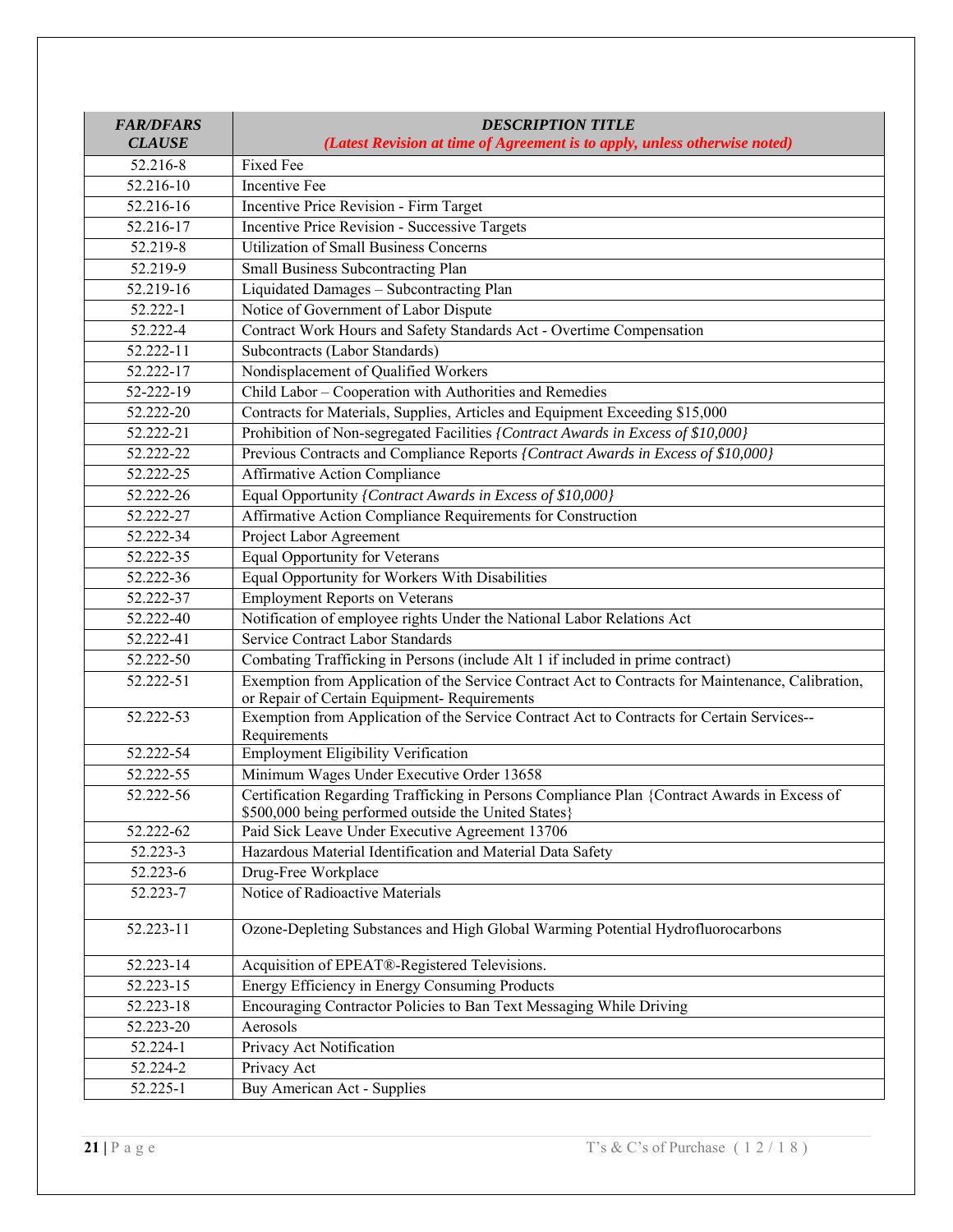| *FAR/DFARS CLAUSE* | *DESCRIPTION TITLE (Latest Revision at time of Agreement is to apply, unless otherwise noted)* |
|---|---|
| 52.216-8 | Fixed Fee |
| 52.216-10 | Incentive Fee |
| 52.216-16 | Incentive Price Revision - Firm Target |
| 52.216-17 | Incentive Price Revision - Successive Targets |
| 52.219-8 | Utilization of Small Business Concerns |
| 52.219-9 | Small Business Subcontracting Plan |
| 52.219-16 | Liquidated Damages – Subcontracting Plan |
| 52.222-1 | Notice of Government of Labor Dispute |
| 52.222-4 | Contract Work Hours and Safety Standards Act - Overtime Compensation |
| 52.222-11 | Subcontracts (Labor Standards) |
| 52.222-17 | Nondisplacement of Qualified Workers |
| 52-222-19 | Child Labor – Cooperation with Authorities and Remedies |
| 52.222-20 | Contracts for Materials, Supplies, Articles and Equipment Exceeding $15,000 |
| 52.222-21 | Prohibition of Non-segregated Facilities *{Contract Awards in Excess of $10,000}* |
| 52.222-22 | Previous Contracts and Compliance Reports *{Contract Awards in Excess of $10,000}* |
| 52.222-25 | Affirmative Action Compliance |
| 52.222-26 | Equal Opportunity *{Contract Awards in Excess of $10,000}* |
| 52.222-27 | Affirmative Action Compliance Requirements for Construction |
| 52.222-34 | Project Labor Agreement |
| 52.222-35 | Equal Opportunity for Veterans |
| 52.222-36 | Equal Opportunity for Workers With Disabilities |
| 52.222-37 | Employment Reports on Veterans |
| 52.222-40 | Notification of employee rights Under the National Labor Relations Act |
| 52.222-41 | Service Contract Labor Standards |
| 52.222-50 | Combating Trafficking in Persons (include Alt 1 if included in prime contract) |
| 52.222-51 | Exemption from Application of the Service Contract Act to Contracts for Maintenance, Calibration, or Repair of Certain Equipment- Requirements |
| 52.222-53 | Exemption from Application of the Service Contract Act to Contracts for Certain Services--Requirements |
| 52.222-54 | Employment Eligibility Verification |
| 52.222-55 | Minimum Wages Under Executive Order 13658 |
| 52.222-56 | Certification Regarding Trafficking in Persons Compliance Plan {Contract Awards in Excess of $500,000 being performed outside the United States} |
| 52.222-62 | Paid Sick Leave Under Executive Agreement 13706 |
| 52.223-3 | Hazardous Material Identification and Material Data Safety |
| 52.223-6 | Drug-Free Workplace |
| 52.223-7 | Notice of Radioactive Materials |
| 52.223-11 | Ozone-Depleting Substances and High Global Warming Potential Hydrofluorocarbons |
| 52.223-14 | Acquisition of EPEAT®-Registered Televisions. |
| 52.223-15 | Energy Efficiency in Energy Consuming Products |
| 52.223-18 | Encouraging Contractor Policies to Ban Text Messaging While Driving |
| 52.223-20 | Aerosols |
| 52.224-1 | Privacy Act Notification |
| 52.224-2 | Privacy Act |
| 52.225-1 | Buy American Act - Supplies |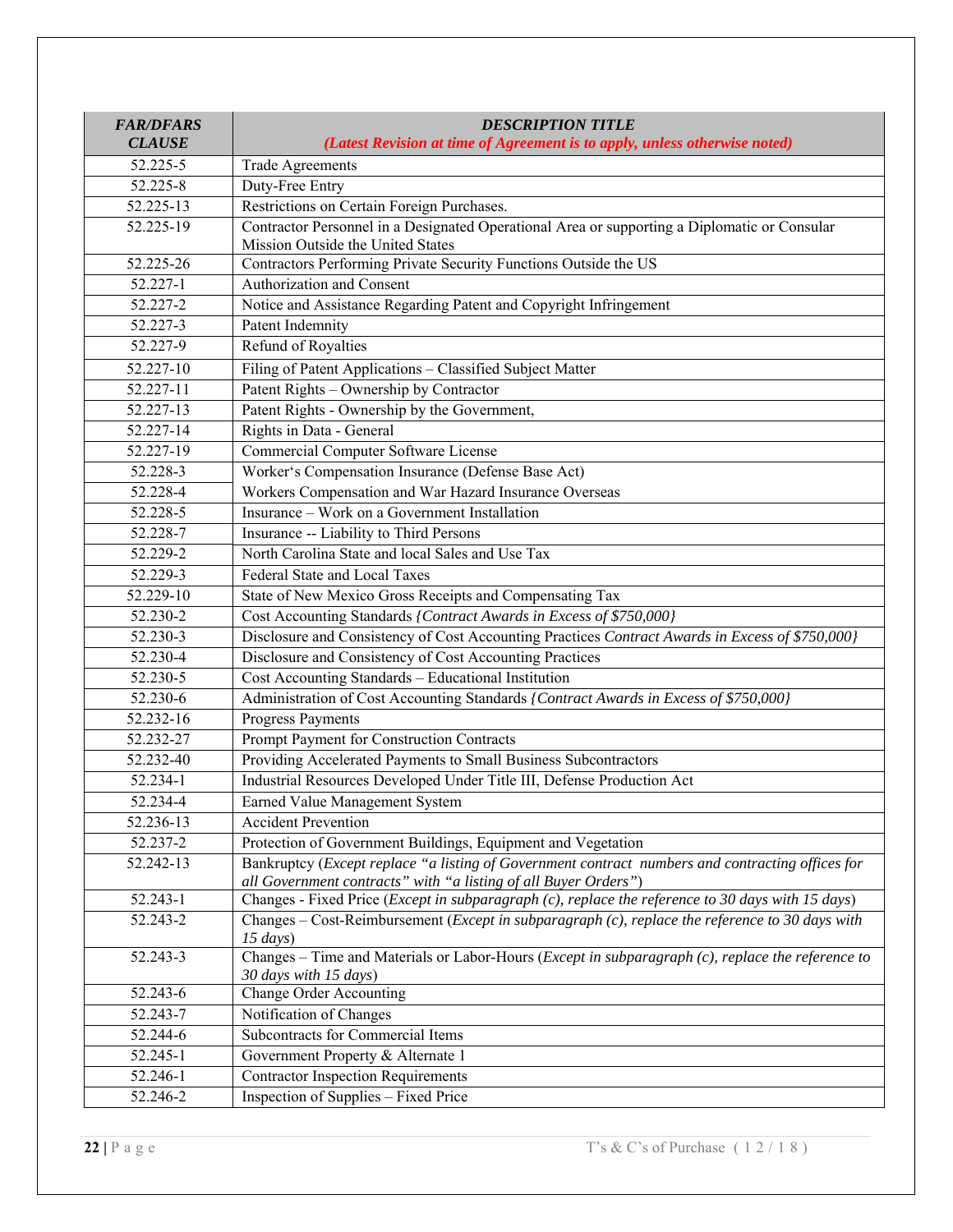| *FAR/DFARS CLAUSE* | *DESCRIPTION TITLE* *(Latest Revision at time of Agreement is to apply, unless otherwise noted)* |
|---|---|
| 52.225-5 | Trade Agreements |
| 52.225-8 | Duty-Free Entry |
| 52.225-13 | Restrictions on Certain Foreign Purchases. |
| 52.225-19 | Contractor Personnel in a Designated Operational Area or supporting a Diplomatic or Consular Mission Outside the United States |
| 52.225-26 | Contractors Performing Private Security Functions Outside the US |
| 52.227-1 | Authorization and Consent |
| 52.227-2 | Notice and Assistance Regarding Patent and Copyright Infringement |
| 52.227-3 | Patent Indemnity |
| 52.227-9 | Refund of Royalties |
| 52.227-10 | Filing of Patent Applications – Classified Subject Matter |
| 52.227-11 | Patent Rights – Ownership by Contractor |
| 52.227-13 | Patent Rights - Ownership by the Government, |
| 52.227-14 | Rights in Data - General |
| 52.227-19 | Commercial Computer Software License |
| 52.228-3 | Worker's Compensation Insurance (Defense Base Act) |
| 52.228-4 | Workers Compensation and War Hazard Insurance Overseas |
| 52.228-5 | Insurance – Work on a Government Installation |
| 52.228-7 | Insurance -- Liability to Third Persons |
| 52.229-2 | North Carolina State and local Sales and Use Tax |
| 52.229-3 | Federal State and Local Taxes |
| 52.229-10 | State of New Mexico Gross Receipts and Compensating Tax |
| 52.230-2 | Cost Accounting Standards *{Contract Awards in Excess of $750,000}* |
| 52.230-3 | Disclosure and Consistency of Cost Accounting Practices *Contract Awards in Excess of $750,000}* |
| 52.230-4 | Disclosure and Consistency of Cost Accounting Practices |
| 52.230-5 | Cost Accounting Standards – Educational Institution |
| 52.230-6 | Administration of Cost Accounting Standards *{Contract Awards in Excess of $750,000}* |
| 52.232-16 | Progress Payments |
| 52.232-27 | Prompt Payment for Construction Contracts |
| 52.232-40 | Providing Accelerated Payments to Small Business Subcontractors |
| 52.234-1 | Industrial Resources Developed Under Title III, Defense Production Act |
| 52.234-4 | Earned Value Management System |
| 52.236-13 | Accident Prevention |
| 52.237-2 | Protection of Government Buildings, Equipment and Vegetation |
| 52.242-13 | Bankruptcy (*Except replace "a listing of Government contract numbers and contracting offices for all Government contracts" with "a listing of all Buyer Orders"*) |
| 52.243-1 | Changes - Fixed Price (*Except in subparagraph (c), replace the reference to 30 days with 15 days*) |
| 52.243-2 | Changes – Cost-Reimbursement (*Except in subparagraph (c), replace the reference to 30 days with 15 days*) |
| 52.243-3 | Changes – Time and Materials or Labor-Hours (*Except in subparagraph (c), replace the reference to 30 days with 15 days*) |
| 52.243-6 | Change Order Accounting |
| 52.243-7 | Notification of Changes |
| 52.244-6 | Subcontracts for Commercial Items |
| 52.245-1 | Government Property & Alternate 1 |
| 52.246-1 | Contractor Inspection Requirements |
| 52.246-2 | Inspection of Supplies – Fixed Price |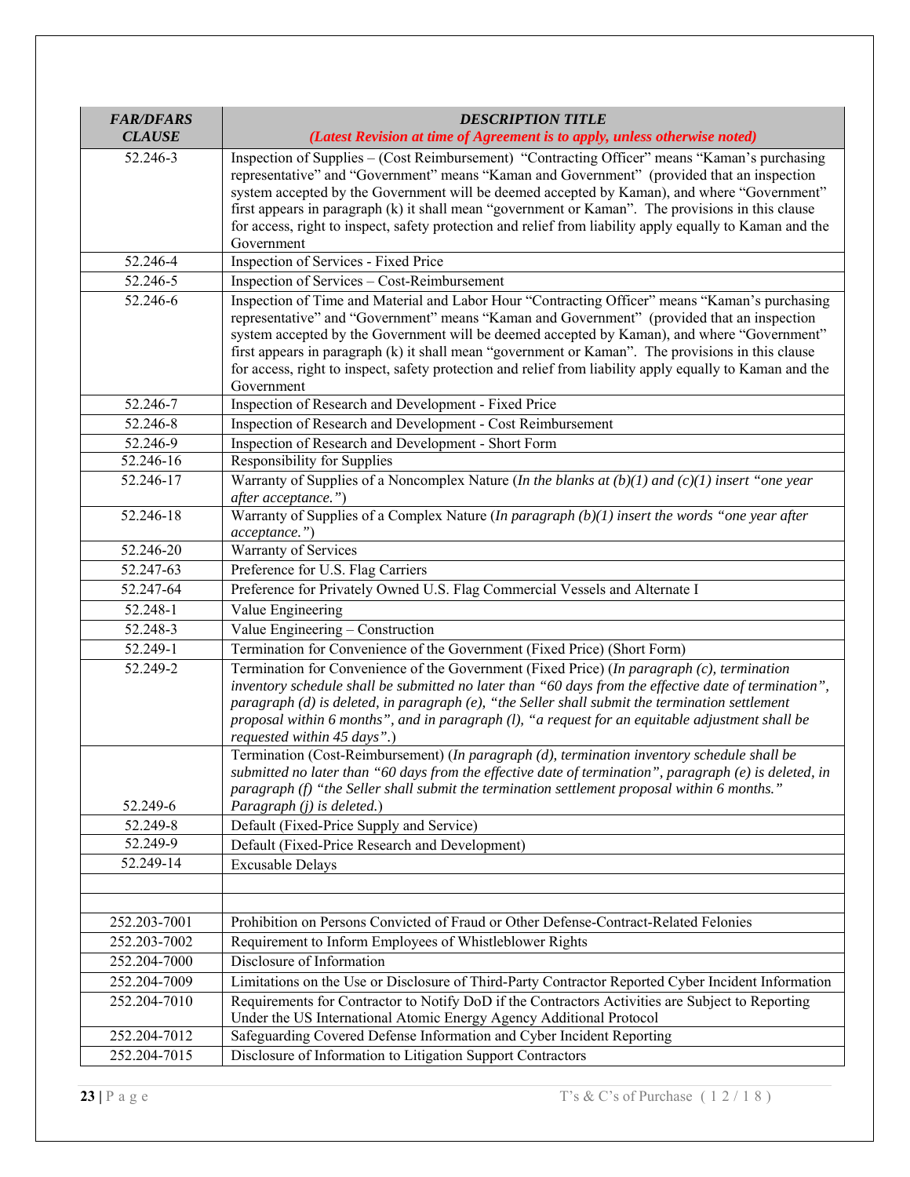| *FAR/DFARS CLAUSE* | *DESCRIPTION TITLE* *(Latest Revision at time of Agreement is to apply, unless otherwise noted)* |
|---|---|
| 52.246-3 | Inspection of Supplies – (Cost Reimbursement) "Contracting Officer" means "Kaman's purchasing representative" and "Government" means "Kaman and Government" (provided that an inspection system accepted by the Government will be deemed accepted by Kaman), and where "Government" first appears in paragraph (k) it shall mean "government or Kaman". The provisions in this clause for access, right to inspect, safety protection and relief from liability apply equally to Kaman and the Government |
| 52.246-4 | Inspection of Services - Fixed Price |
| 52.246-5 | Inspection of Services – Cost-Reimbursement |
| 52.246-6 | Inspection of Time and Material and Labor Hour "Contracting Officer" means "Kaman's purchasing representative" and "Government" means "Kaman and Government" (provided that an inspection system accepted by the Government will be deemed accepted by Kaman), and where "Government" first appears in paragraph (k) it shall mean "government or Kaman". The provisions in this clause for access, right to inspect, safety protection and relief from liability apply equally to Kaman and the Government |
| 52.246-7 | Inspection of Research and Development - Fixed Price |
| 52.246-8 | Inspection of Research and Development - Cost Reimbursement |
| 52.246-9 | Inspection of Research and Development - Short Form |
| 52.246-16 | Responsibility for Supplies |
| 52.246-17 | Warranty of Supplies of a Noncomplex Nature (*In the blanks at (b)(1) and (c)(1) insert "one year after acceptance."*) |
| 52.246-18 | Warranty of Supplies of a Complex Nature (*In paragraph (b)(1) insert the words "one year after acceptance."*) |
| 52.246-20 | Warranty of Services |
| 52.247-63 | Preference for U.S. Flag Carriers |
| 52.247-64 | Preference for Privately Owned U.S. Flag Commercial Vessels and Alternate I |
| 52.248-1 | Value Engineering |
| 52.248-3 | Value Engineering – Construction |
| 52.249-1 | Termination for Convenience of the Government (Fixed Price) (Short Form) |
| 52.249-2 | Termination for Convenience of the Government (Fixed Price) (*In paragraph (c), termination inventory schedule shall be submitted no later than "60 days from the effective date of termination", paragraph (d) is deleted, in paragraph (e), "the Seller shall submit the termination settlement proposal within 6 months", and in paragraph (l), "a request for an equitable adjustment shall be requested within 45 days".*) |
| 52.249-6 | Termination (Cost-Reimbursement) (*In paragraph (d), termination inventory schedule shall be submitted no later than "60 days from the effective date of termination", paragraph (e) is deleted, in paragraph (f) "the Seller shall submit the termination settlement proposal within 6 months." Paragraph (j) is deleted.*) |
| 52.249-8 | Default (Fixed-Price Supply and Service) |
| 52.249-9 | Default (Fixed-Price Research and Development) |
| 52.249-14 | Excusable Delays |
| | |
| | |
| 252.203-7001 | Prohibition on Persons Convicted of Fraud or Other Defense-Contract-Related Felonies |
| 252.203-7002 | Requirement to Inform Employees of Whistleblower Rights |
| 252.204-7000 | Disclosure of Information |
| 252.204-7009 | Limitations on the Use or Disclosure of Third-Party Contractor Reported Cyber Incident Information |
| 252.204-7010 | Requirements for Contractor to Notify DoD if the Contractors Activities are Subject to Reporting Under the US International Atomic Energy Agency Additional Protocol |
| 252.204-7012 | Safeguarding Covered Defense Information and Cyber Incident Reporting |
| 252.204-7015 | Disclosure of Information to Litigation Support Contractors |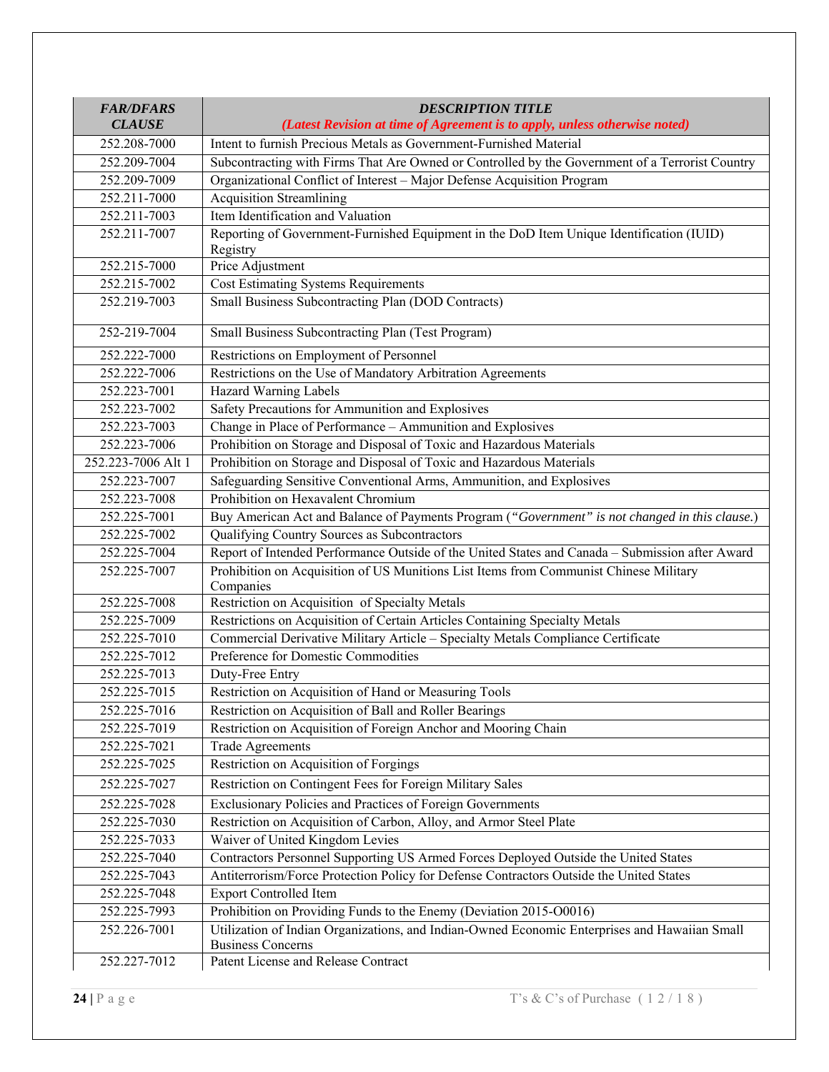| *FAR/DFARS CLAUSE* | *DESCRIPTION TITLE* *(Latest Revision at time of Agreement is to apply, unless otherwise noted)* |
|---|---|
| 252.208-7000 | Intent to furnish Precious Metals as Government-Furnished Material |
| 252.209-7004 | Subcontracting with Firms That Are Owned or Controlled by the Government of a Terrorist Country |
| 252.209-7009 | Organizational Conflict of Interest – Major Defense Acquisition Program |
| 252.211-7000 | Acquisition Streamlining |
| 252.211-7003 | Item Identification and Valuation |
| 252.211-7007 | Reporting of Government-Furnished Equipment in the DoD Item Unique Identification (IUID) Registry |
| 252.215-7000 | Price Adjustment |
| 252.215-7002 | Cost Estimating Systems Requirements |
| 252.219-7003 | Small Business Subcontracting Plan (DOD Contracts) |
| 252-219-7004 | Small Business Subcontracting Plan (Test Program) |
| 252.222-7000 | Restrictions on Employment of Personnel |
| 252.222-7006 | Restrictions on the Use of Mandatory Arbitration Agreements |
| 252.223-7001 | Hazard Warning Labels |
| 252.223-7002 | Safety Precautions for Ammunition and Explosives |
| 252.223-7003 | Change in Place of Performance – Ammunition and Explosives |
| 252.223-7006 | Prohibition on Storage and Disposal of Toxic and Hazardous Materials |
| 252.223-7006 Alt 1 | Prohibition on Storage and Disposal of Toxic and Hazardous Materials |
| 252.223-7007 | Safeguarding Sensitive Conventional Arms, Ammunition, and Explosives |
| 252.223-7008 | Prohibition on Hexavalent Chromium |
| 252.225-7001 | Buy American Act and Balance of Payments Program (*"Government" is not changed in this clause.*) |
| 252.225-7002 | Qualifying Country Sources as Subcontractors |
| 252.225-7004 | Report of Intended Performance Outside of the United States and Canada – Submission after Award |
| 252.225-7007 | Prohibition on Acquisition of US Munitions List Items from Communist Chinese Military Companies |
| 252.225-7008 | Restriction on Acquisition of Specialty Metals |
| 252.225-7009 | Restrictions on Acquisition of Certain Articles Containing Specialty Metals |
| 252.225-7010 | Commercial Derivative Military Article – Specialty Metals Compliance Certificate |
| 252.225-7012 | Preference for Domestic Commodities |
| 252.225-7013 | Duty-Free Entry |
| 252.225-7015 | Restriction on Acquisition of Hand or Measuring Tools |
| 252.225-7016 | Restriction on Acquisition of Ball and Roller Bearings |
| 252.225-7019 | Restriction on Acquisition of Foreign Anchor and Mooring Chain |
| 252.225-7021 | Trade Agreements |
| 252.225-7025 | Restriction on Acquisition of Forgings |
| 252.225-7027 | Restriction on Contingent Fees for Foreign Military Sales |
| 252.225-7028 | Exclusionary Policies and Practices of Foreign Governments |
| 252.225-7030 | Restriction on Acquisition of Carbon, Alloy, and Armor Steel Plate |
| 252.225-7033 | Waiver of United Kingdom Levies |
| 252.225-7040 | Contractors Personnel Supporting US Armed Forces Deployed Outside the United States |
| 252.225-7043 | Antiterrorism/Force Protection Policy for Defense Contractors Outside the United States |
| 252.225-7048 | Export Controlled Item |
| 252.225-7993 | Prohibition on Providing Funds to the Enemy (Deviation 2015-O0016) |
| 252.226-7001 | Utilization of Indian Organizations, and Indian-Owned Economic Enterprises and Hawaiian Small Business Concerns |
| 252.227-7012 | Patent License and Release Contract |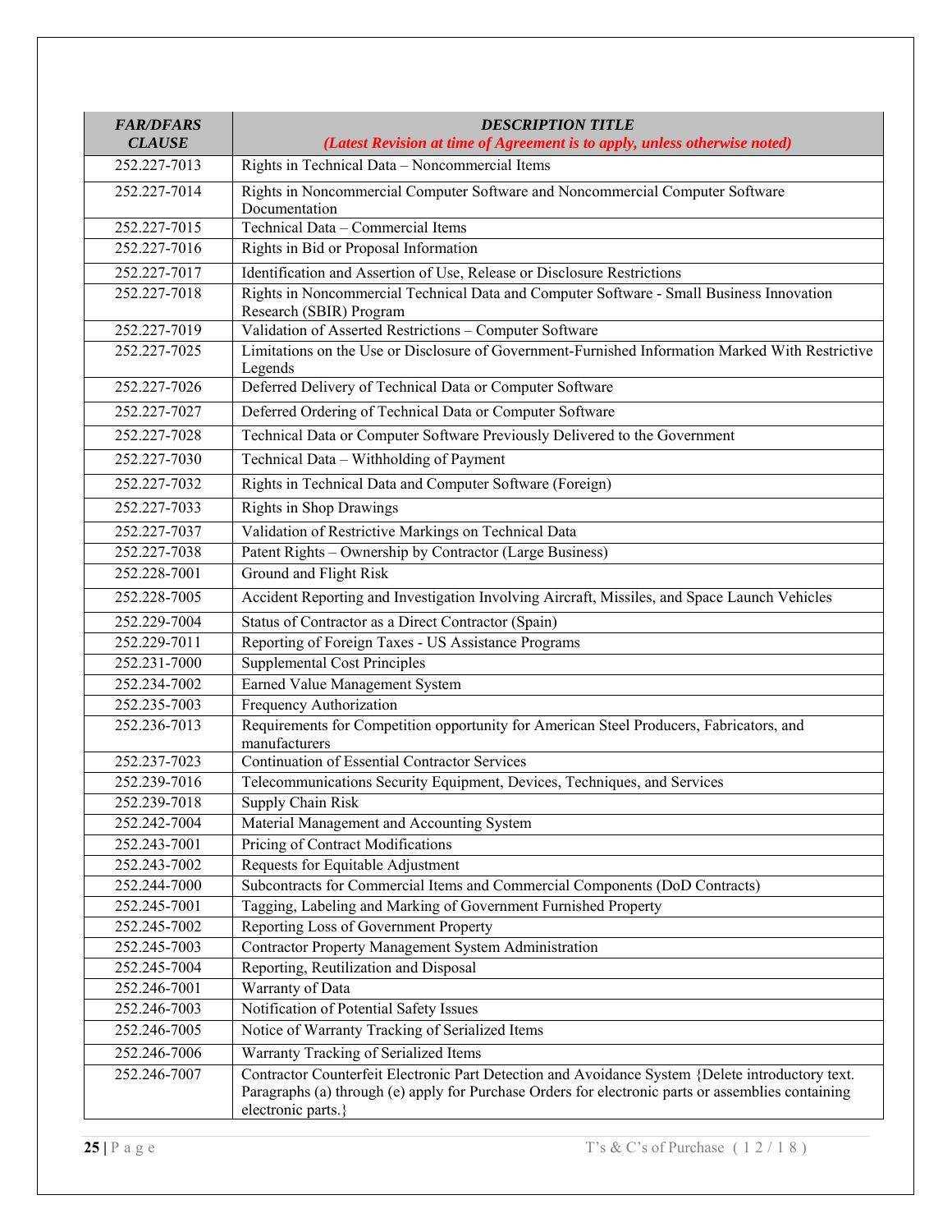| *FAR/DFARS CLAUSE* | *DESCRIPTION TITLE* *(Latest Revision at time of Agreement is to apply, unless otherwise noted)* |
|---|---|
| 252.227-7013 | Rights in Technical Data – Noncommercial Items |
| 252.227-7014 | Rights in Noncommercial Computer Software and Noncommercial Computer Software Documentation |
| 252.227-7015 | Technical Data – Commercial Items |
| 252.227-7016 | Rights in Bid or Proposal Information |
| 252.227-7017 | Identification and Assertion of Use, Release or Disclosure Restrictions |
| 252.227-7018 | Rights in Noncommercial Technical Data and Computer Software - Small Business Innovation Research (SBIR) Program |
| 252.227-7019 | Validation of Asserted Restrictions – Computer Software |
| 252.227-7025 | Limitations on the Use or Disclosure of Government-Furnished Information Marked With Restrictive Legends |
| 252.227-7026 | Deferred Delivery of Technical Data or Computer Software |
| 252.227-7027 | Deferred Ordering of Technical Data or Computer Software |
| 252.227-7028 | Technical Data or Computer Software Previously Delivered to the Government |
| 252.227-7030 | Technical Data – Withholding of Payment |
| 252.227-7032 | Rights in Technical Data and Computer Software (Foreign) |
| 252.227-7033 | Rights in Shop Drawings |
| 252.227-7037 | Validation of Restrictive Markings on Technical Data |
| 252.227-7038 | Patent Rights – Ownership by Contractor (Large Business) |
| 252.228-7001 | Ground and Flight Risk |
| 252.228-7005 | Accident Reporting and Investigation Involving Aircraft, Missiles, and Space Launch Vehicles |
| 252.229-7004 | Status of Contractor as a Direct Contractor (Spain) |
| 252.229-7011 | Reporting of Foreign Taxes - US Assistance Programs |
| 252.231-7000 | Supplemental Cost Principles |
| 252.234-7002 | Earned Value Management System |
| 252.235-7003 | Frequency Authorization |
| 252.236-7013 | Requirements for Competition opportunity for American Steel Producers, Fabricators, and manufacturers |
| 252.237-7023 | Continuation of Essential Contractor Services |
| 252.239-7016 | Telecommunications Security Equipment, Devices, Techniques, and Services |
| 252.239-7018 | Supply Chain Risk |
| 252.242-7004 | Material Management and Accounting System |
| 252.243-7001 | Pricing of Contract Modifications |
| 252.243-7002 | Requests for Equitable Adjustment |
| 252.244-7000 | Subcontracts for Commercial Items and Commercial Components (DoD Contracts) |
| 252.245-7001 | Tagging, Labeling and Marking of Government Furnished Property |
| 252.245-7002 | Reporting Loss of Government Property |
| 252.245-7003 | Contractor Property Management System Administration |
| 252.245-7004 | Reporting, Reutilization and Disposal |
| 252.246-7001 | Warranty of Data |
| 252.246-7003 | Notification of Potential Safety Issues |
| 252.246-7005 | Notice of Warranty Tracking of Serialized Items |
| 252.246-7006 | Warranty Tracking of Serialized Items |
| 252.246-7007 | Contractor Counterfeit Electronic Part Detection and Avoidance System {Delete introductory text. Paragraphs (a) through (e) apply for Purchase Orders for electronic parts or assemblies containing electronic parts.} |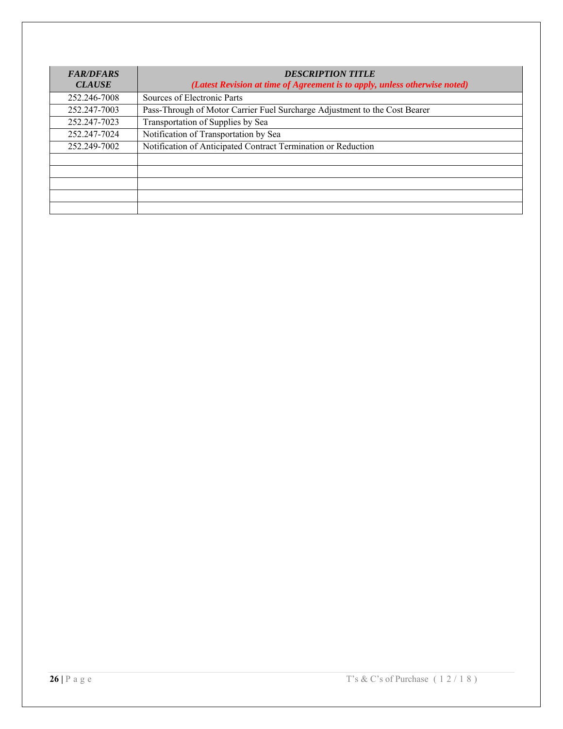| ***FAR/DFARS CLAUSE*** | ***DESCRIPTION TITLE*** ***(Latest Revision at time of Agreement is to apply, unless otherwise noted)*** |
|---|---|
| 252.246-7008 | Sources of Electronic Parts |
| 252.247-7003 | Pass-Through of Motor Carrier Fuel Surcharge Adjustment to the Cost Bearer |
| 252.247-7023 | Transportation of Supplies by Sea |
| 252.247-7024 | Notification of Transportation by Sea |
| 252.249-7002 | Notification of Anticipated Contract Termination or Reduction |
| | |
| | |
| | |
| | |
| | |